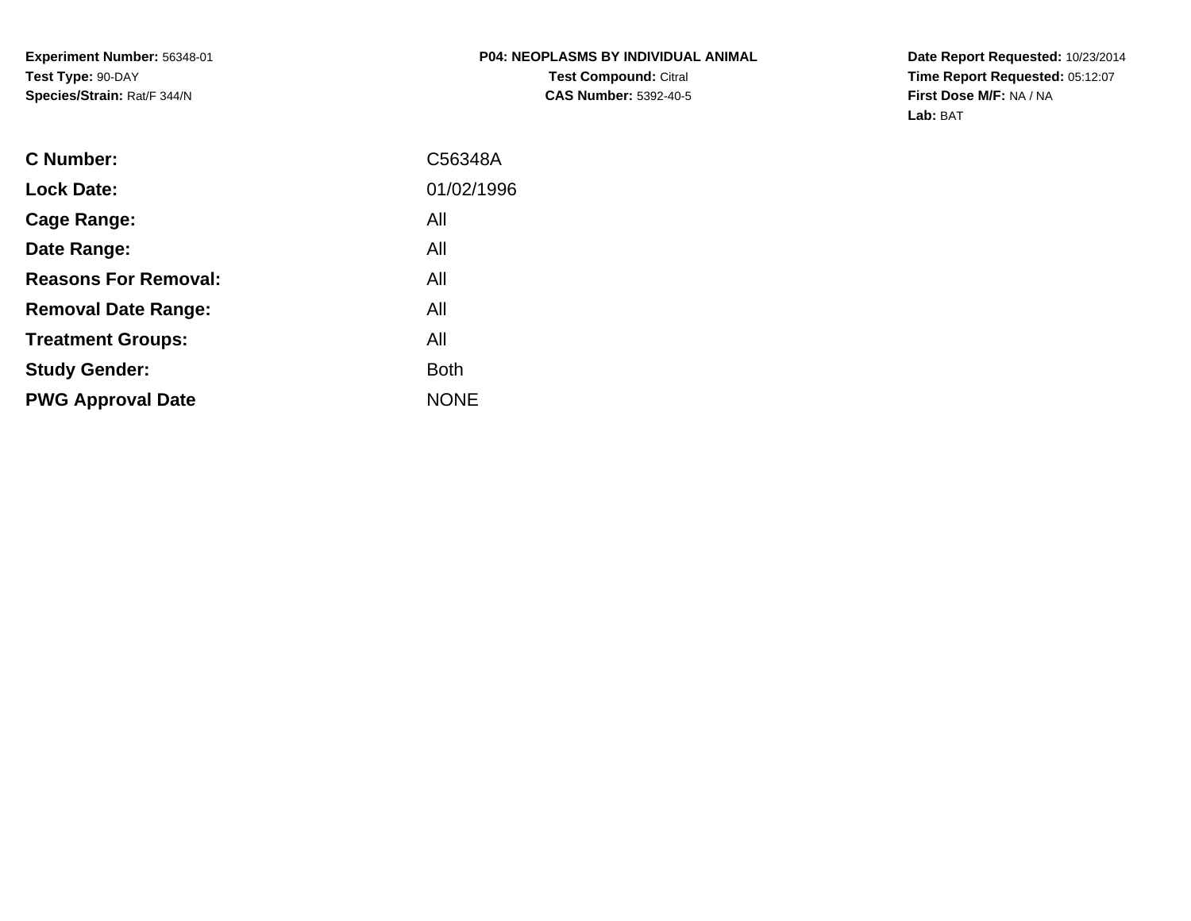**Experiment Number:** 56348-01
**Test Type:** 90-DAY
**Species/Strain:** Rat/F 344/N

**P04: NEOPLASMS BY INDIVIDUAL ANIMAL**
**Test Compound:** Citral
**CAS Number:** 5392-40-5

**Date Report Requested:** 10/23/2014
**Time Report Requested:** 05:12:07
**First Dose M/F:** NA / NA
**Lab:** BAT

| | |
|---|---|
| **C Number:** | C56348A |
| **Lock Date:** | 01/02/1996 |
| **Cage Range:** | All |
| **Date Range:** | All |
| **Reasons For Removal:** | All |
| **Removal Date Range:** | All |
| **Treatment Groups:** | All |
| **Study Gender:** | Both |
| **PWG Approval Date** | NONE |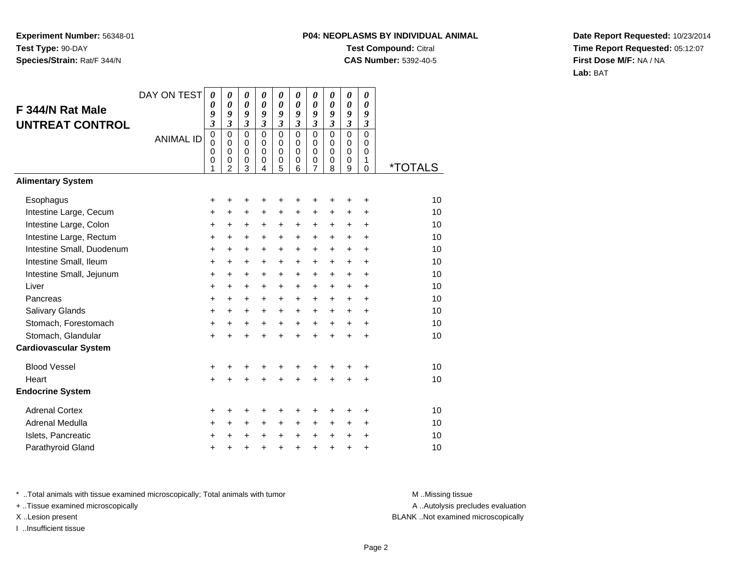**Experiment Number:** 56348-01
**Test Type:** 90-DAY
**Species/Strain:** Rat/F 344/N

**P04: NEOPLASMS BY INDIVIDUAL ANIMAL**
**Test Compound:** Citral
**CAS Number:** 5392-40-5

**Date Report Requested:** 10/23/2014
**Time Report Requested:** 05:12:07
**First Dose M/F:** NA / NA
**Lab:** BAT

## F 344/N Rat Male UNTREAT CONTROL

| DAY ON TEST | 0093 | 0093 | 0093 | 0093 | 0093 | 0093 | 0093 | 0093 | 0093 | 0093 | |
|---|---|---|---|---|---|---|---|---|---|---|---|
| ANIMAL ID | 00001 | 00002 | 00003 | 00004 | 00005 | 00006 | 00007 | 00008 | 00009 | 00010 | *TOTALS |
| **Alimentary System** | | | | | | | | | | | |
| Esophagus | + | + | + | + | + | + | + | + | + | + | 10 |
| Intestine Large, Cecum | + | + | + | + | + | + | + | + | + | + | 10 |
| Intestine Large, Colon | + | + | + | + | + | + | + | + | + | + | 10 |
| Intestine Large, Rectum | + | + | + | + | + | + | + | + | + | + | 10 |
| Intestine Small, Duodenum | + | + | + | + | + | + | + | + | + | + | 10 |
| Intestine Small, Ileum | + | + | + | + | + | + | + | + | + | + | 10 |
| Intestine Small, Jejunum | + | + | + | + | + | + | + | + | + | + | 10 |
| Liver | + | + | + | + | + | + | + | + | + | + | 10 |
| Pancreas | + | + | + | + | + | + | + | + | + | + | 10 |
| Salivary Glands | + | + | + | + | + | + | + | + | + | + | 10 |
| Stomach, Forestomach | + | + | + | + | + | + | + | + | + | + | 10 |
| Stomach, Glandular | + | + | + | + | + | + | + | + | + | + | 10 |
| **Cardiovascular System** | | | | | | | | | | | |
| Blood Vessel | + | + | + | + | + | + | + | + | + | + | 10 |
| Heart | + | + | + | + | + | + | + | + | + | + | 10 |
| **Endocrine System** | | | | | | | | | | | |
| Adrenal Cortex | + | + | + | + | + | + | + | + | + | + | 10 |
| Adrenal Medulla | + | + | + | + | + | + | + | + | + | + | 10 |
| Islets, Pancreatic | + | + | + | + | + | + | + | + | + | + | 10 |
| Parathyroid Gland | + | + | + | + | + | + | + | + | + | + | 10 |

* ..Total animals with tissue examined microscopically; Total animals with tumor
+ ..Tissue examined microscopically
X ..Lesion present
I ..Insufficient tissue

M ..Missing tissue
A ..Autolysis precludes evaluation
BLANK ..Not examined microscopically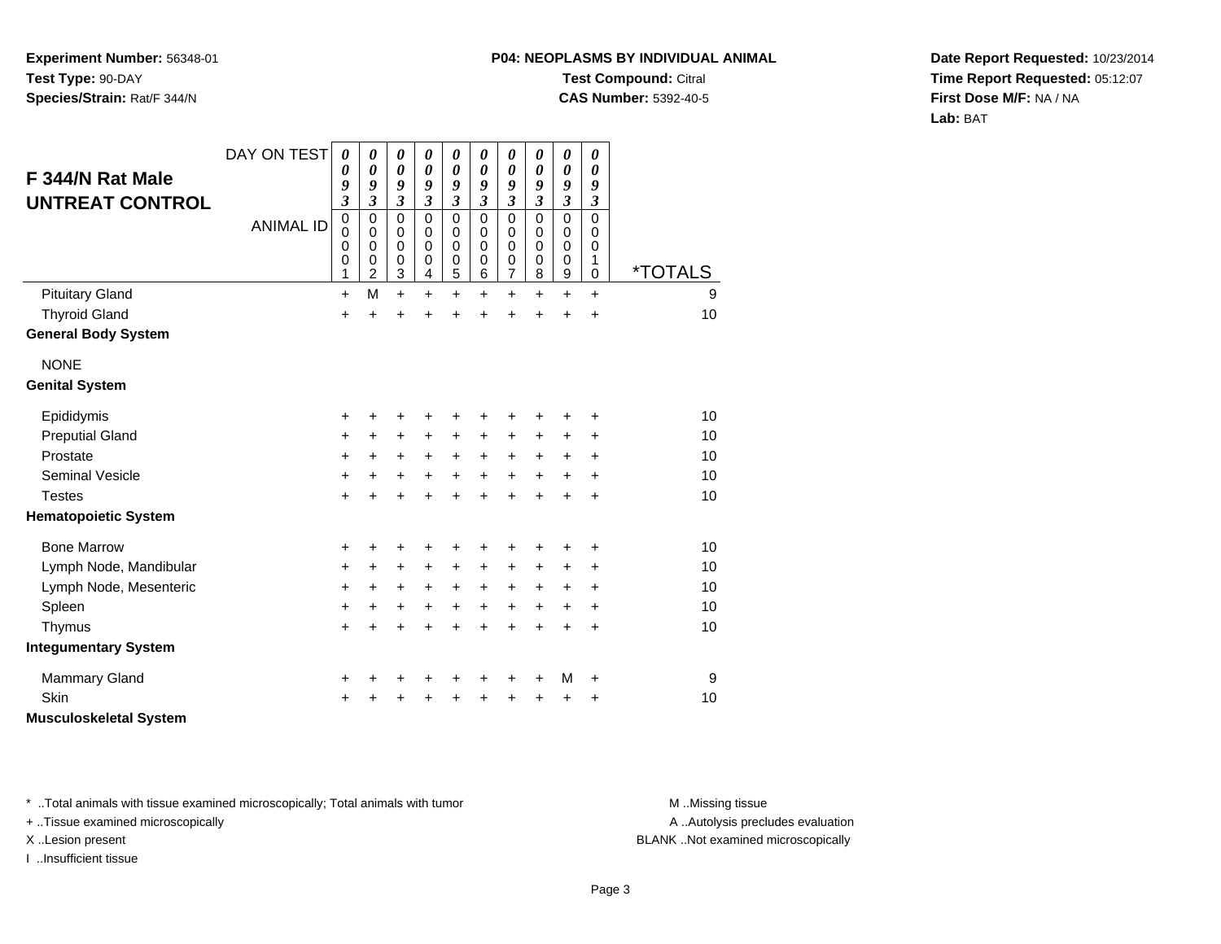**Experiment Number:** 56348-01
**Test Type:** 90-DAY
**Species/Strain:** Rat/F 344/N

**P04: NEOPLASMS BY INDIVIDUAL ANIMAL**
**Test Compound:** Citral
**CAS Number:** 5392-40-5

**Date Report Requested:** 10/23/2014
**Time Report Requested:** 05:12:07
**First Dose M/F:** NA / NA
**Lab:** BAT

## F 344/N Rat Male UNTREAT CONTROL

| DAY ON TEST | 0093 | 0093 | 0093 | 0093 | 0093 | 0093 | 0093 | 0093 | 0093 | 0093 | |
|---|---|---|---|---|---|---|---|---|---|---|---|
| ANIMAL ID | 00001 | 00002 | 00003 | 00004 | 00005 | 00006 | 00007 | 00008 | 00009 | 00010 | *TOTALS |
| Pituitary Gland | + | M | + | + | + | + | + | + | + | + | 9 |
| Thyroid Gland | + | + | + | + | + | + | + | + | + | + | 10 |
| **General Body System** | | | | | | | | | | | |
| NONE | | | | | | | | | | | |
| **Genital System** | | | | | | | | | | | |
| Epididymis | + | + | + | + | + | + | + | + | + | + | 10 |
| Preputial Gland | + | + | + | + | + | + | + | + | + | + | 10 |
| Prostate | + | + | + | + | + | + | + | + | + | + | 10 |
| Seminal Vesicle | + | + | + | + | + | + | + | + | + | + | 10 |
| Testes | + | + | + | + | + | + | + | + | + | + | 10 |
| **Hematopoietic System** | | | | | | | | | | | |
| Bone Marrow | + | + | + | + | + | + | + | + | + | + | 10 |
| Lymph Node, Mandibular | + | + | + | + | + | + | + | + | + | + | 10 |
| Lymph Node, Mesenteric | + | + | + | + | + | + | + | + | + | + | 10 |
| Spleen | + | + | + | + | + | + | + | + | + | + | 10 |
| Thymus | + | + | + | + | + | + | + | + | + | + | 10 |
| **Integumentary System** | | | | | | | | | | | |
| Mammary Gland | + | + | + | + | + | + | + | + | M | + | 9 |
| Skin | + | + | + | + | + | + | + | + | + | + | 10 |
| **Musculoskeletal System** | | | | | | | | | | | |

\* ..Total animals with tissue examined microscopically; Total animals with tumor
+ ..Tissue examined microscopically
X ..Lesion present
I ..Insufficient tissue

M ..Missing tissue
A ..Autolysis precludes evaluation
BLANK ..Not examined microscopically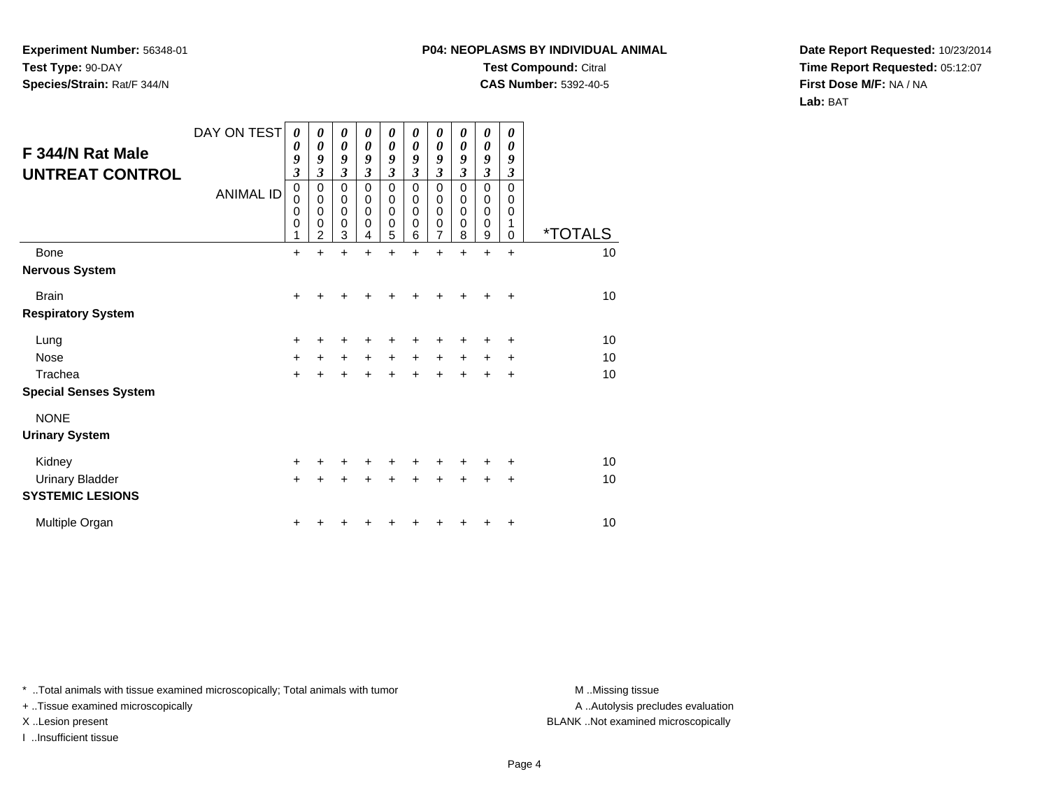**Experiment Number:** 56348-01
**Test Type:** 90-DAY
**Species/Strain:** Rat/F 344/N

**P04: NEOPLASMS BY INDIVIDUAL ANIMAL**
**Test Compound:** Citral
**CAS Number:** 5392-40-5

**Date Report Requested:** 10/23/2014
**Time Report Requested:** 05:12:07
**First Dose M/F:** NA / NA
**Lab:** BAT

## F 344/N Rat Male UNTREAT CONTROL

| DAY ON TEST | 0093 | 0093 | 0093 | 0093 | 0093 | 0093 | 0093 | 0093 | 0093 | 0093 | |
|---|---|---|---|---|---|---|---|---|---|---|---|
| ANIMAL ID | 00001 | 00002 | 00003 | 00004 | 00005 | 00006 | 00007 | 00008 | 00009 | 00010 | *TOTALS |
| Bone | + | + | + | + | + | + | + | + | + | + | 10 |
| **Nervous System** | | | | | | | | | | | |
| Brain | + | + | + | + | + | + | + | + | + | + | 10 |
| **Respiratory System** | | | | | | | | | | | |
| Lung | + | + | + | + | + | + | + | + | + | + | 10 |
| Nose | + | + | + | + | + | + | + | + | + | + | 10 |
| Trachea | + | + | + | + | + | + | + | + | + | + | 10 |
| **Special Senses System** | | | | | | | | | | | |
| NONE | | | | | | | | | | | |
| **Urinary System** | | | | | | | | | | | |
| Kidney | + | + | + | + | + | + | + | + | + | + | 10 |
| Urinary Bladder | + | + | + | + | + | + | + | + | + | + | 10 |
| **SYSTEMIC LESIONS** | | | | | | | | | | | |
| Multiple Organ | + | + | + | + | + | + | + | + | + | + | 10 |

* ..Total animals with tissue examined microscopically; Total animals with tumor
+ ..Tissue examined microscopically
X ..Lesion present
I ..Insufficient tissue

M ..Missing tissue
A ..Autolysis precludes evaluation
BLANK ..Not examined microscopically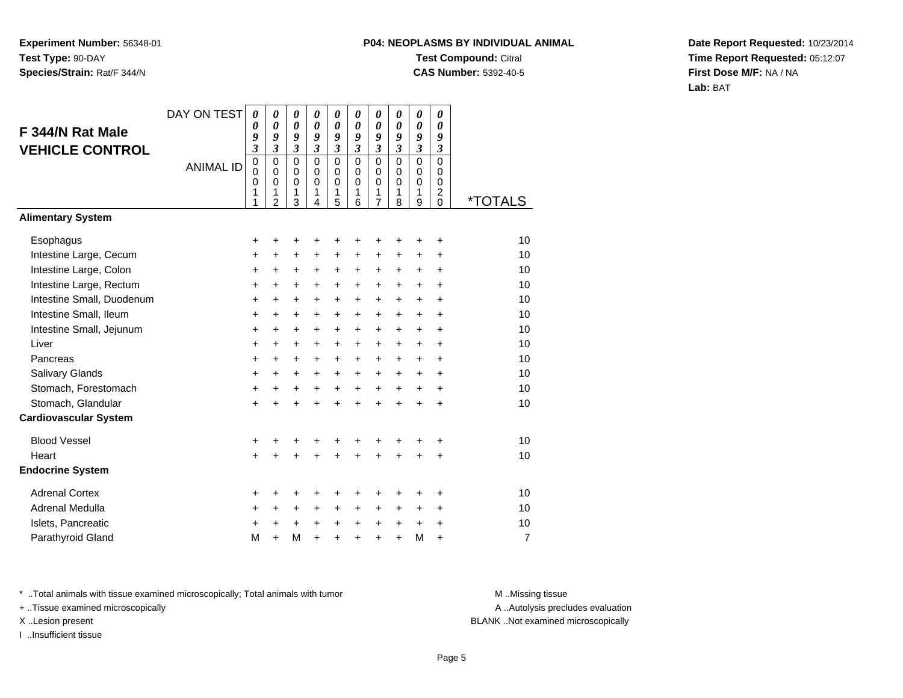**Experiment Number:** 56348-01
**Test Type:** 90-DAY
**Species/Strain:** Rat/F 344/N

**P04: NEOPLASMS BY INDIVIDUAL ANIMAL**
**Test Compound:** Citral
**CAS Number:** 5392-40-5

**Date Report Requested:** 10/23/2014
**Time Report Requested:** 05:12:07
**First Dose M/F:** NA / NA
**Lab:** BAT

## F 344/N Rat Male VEHICLE CONTROL

| DAY ON TEST | 0093 | 0093 | 0093 | 0093 | 0093 | 0093 | 0093 | 0093 | 0093 | 0093 | |
|---|---|---|---|---|---|---|---|---|---|---|---|
| ANIMAL ID | 00011 | 00012 | 00013 | 00014 | 00015 | 00016 | 00017 | 00018 | 00019 | 00020 | *TOTALS |
| **Alimentary System** | | | | | | | | | | | |
| Esophagus | + | + | + | + | + | + | + | + | + | + | 10 |
| Intestine Large, Cecum | + | + | + | + | + | + | + | + | + | + | 10 |
| Intestine Large, Colon | + | + | + | + | + | + | + | + | + | + | 10 |
| Intestine Large, Rectum | + | + | + | + | + | + | + | + | + | + | 10 |
| Intestine Small, Duodenum | + | + | + | + | + | + | + | + | + | + | 10 |
| Intestine Small, Ileum | + | + | + | + | + | + | + | + | + | + | 10 |
| Intestine Small, Jejunum | + | + | + | + | + | + | + | + | + | + | 10 |
| Liver | + | + | + | + | + | + | + | + | + | + | 10 |
| Pancreas | + | + | + | + | + | + | + | + | + | + | 10 |
| Salivary Glands | + | + | + | + | + | + | + | + | + | + | 10 |
| Stomach, Forestomach | + | + | + | + | + | + | + | + | + | + | 10 |
| Stomach, Glandular | + | + | + | + | + | + | + | + | + | + | 10 |
| **Cardiovascular System** | | | | | | | | | | | |
| Blood Vessel | + | + | + | + | + | + | + | + | + | + | 10 |
| Heart | + | + | + | + | + | + | + | + | + | + | 10 |
| **Endocrine System** | | | | | | | | | | | |
| Adrenal Cortex | + | + | + | + | + | + | + | + | + | + | 10 |
| Adrenal Medulla | + | + | + | + | + | + | + | + | + | + | 10 |
| Islets, Pancreatic | + | + | + | + | + | + | + | + | + | + | 10 |
| Parathyroid Gland | M | + | M | + | + | + | + | + | M | + | 7 |

* ..Total animals with tissue examined microscopically; Total animals with tumor
+ ..Tissue examined microscopically
X ..Lesion present
I ..Insufficient tissue

M ..Missing tissue
A ..Autolysis precludes evaluation
BLANK ..Not examined microscopically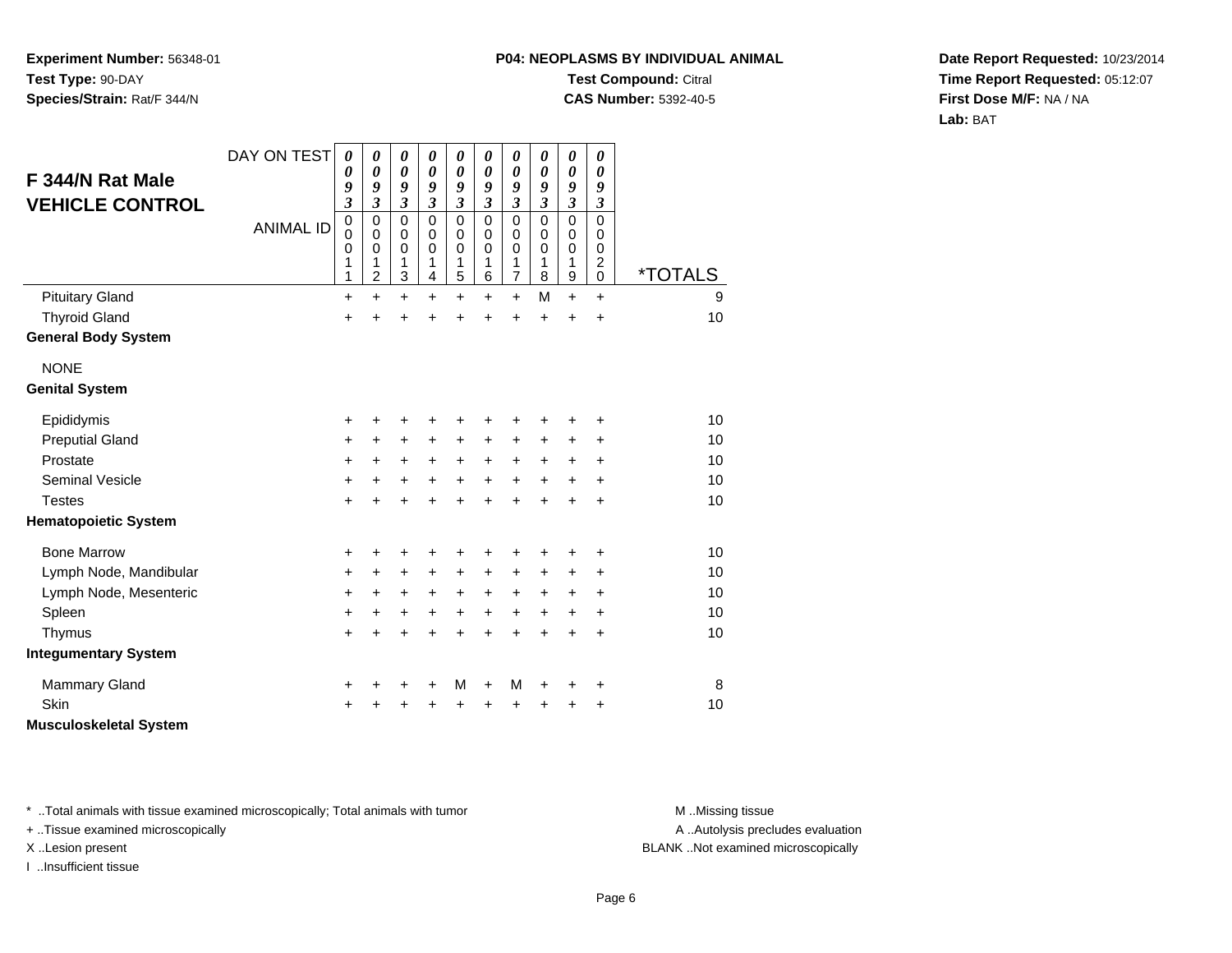**Experiment Number:** 56348-01
**Test Type:** 90-DAY
**Species/Strain:** Rat/F 344/N

**P04: NEOPLASMS BY INDIVIDUAL ANIMAL**
**Test Compound:** Citral
**CAS Number:** 5392-40-5

**Date Report Requested:** 10/23/2014
**Time Report Requested:** 05:12:07
**First Dose M/F:** NA / NA
**Lab:** BAT

## F 344/N Rat Male VEHICLE CONTROL

| DAY ON TEST | 0093 | 0093 | 0093 | 0093 | 0093 | 0093 | 0093 | 0093 | 0093 | 0093 | |
|---|---|---|---|---|---|---|---|---|---|---|---|
| ANIMAL ID | 00011 | 00012 | 00013 | 00014 | 00015 | 00016 | 00017 | 00018 | 00019 | 00020 | *TOTALS |
| Pituitary Gland | + | + | + | + | + | + | + | M | + | + | 9 |
| Thyroid Gland | + | + | + | + | + | + | + | + | + | + | 10 |
| **General Body System** | | | | | | | | | | | |
| NONE | | | | | | | | | | | |
| **Genital System** | | | | | | | | | | | |
| Epididymis | + | + | + | + | + | + | + | + | + | + | 10 |
| Preputial Gland | + | + | + | + | + | + | + | + | + | + | 10 |
| Prostate | + | + | + | + | + | + | + | + | + | + | 10 |
| Seminal Vesicle | + | + | + | + | + | + | + | + | + | + | 10 |
| Testes | + | + | + | + | + | + | + | + | + | + | 10 |
| **Hematopoietic System** | | | | | | | | | | | |
| Bone Marrow | + | + | + | + | + | + | + | + | + | + | 10 |
| Lymph Node, Mandibular | + | + | + | + | + | + | + | + | + | + | 10 |
| Lymph Node, Mesenteric | + | + | + | + | + | + | + | + | + | + | 10 |
| Spleen | + | + | + | + | + | + | + | + | + | + | 10 |
| Thymus | + | + | + | + | + | + | + | + | + | + | 10 |
| **Integumentary System** | | | | | | | | | | | |
| Mammary Gland | + | + | + | + | M | + | M | + | + | + | 8 |
| Skin | + | + | + | + | + | + | + | + | + | + | 10 |
| **Musculoskeletal System** | | | | | | | | | | | |

\* ..Total animals with tissue examined microscopically; Total animals with tumor
\+ ..Tissue examined microscopically
X ..Lesion present
I ..Insufficient tissue

M ..Missing tissue
A ..Autolysis precludes evaluation
BLANK ..Not examined microscopically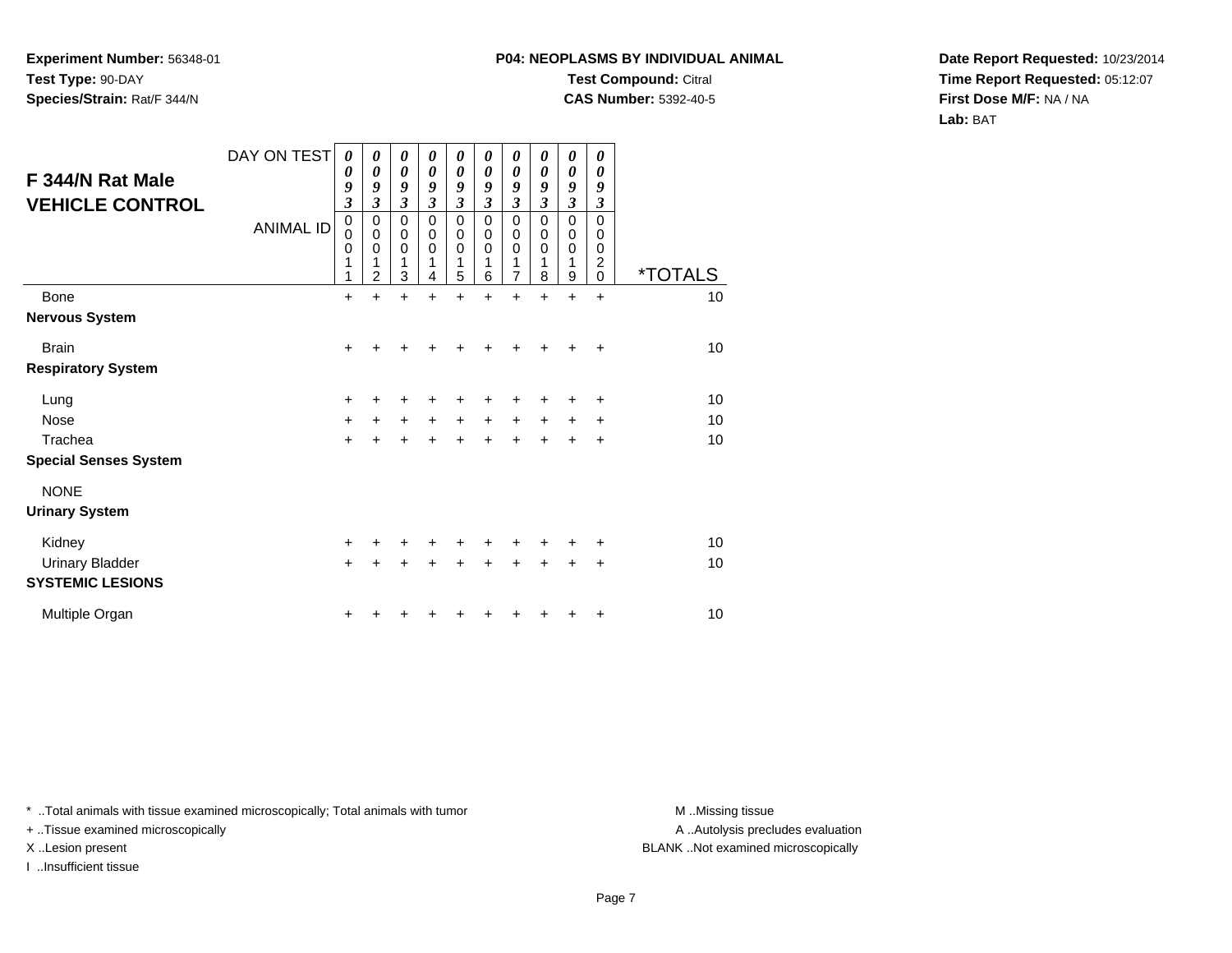**Experiment Number:** 56348-01
**Test Type:** 90-DAY
**Species/Strain:** Rat/F 344/N

**P04: NEOPLASMS BY INDIVIDUAL ANIMAL**
**Test Compound:** Citral
**CAS Number:** 5392-40-5

**Date Report Requested:** 10/23/2014
**Time Report Requested:** 05:12:07
**First Dose M/F:** NA / NA
**Lab:** BAT

## F 344/N Rat Male VEHICLE CONTROL

| DAY ON TEST | 0093 | 0093 | 0093 | 0093 | 0093 | 0093 | 0093 | 0093 | 0093 | 0093 | |
|---|---|---|---|---|---|---|---|---|---|---|---|
| ANIMAL ID | 00011 | 00012 | 00013 | 00014 | 00015 | 00016 | 00017 | 00018 | 00019 | 00020 | *TOTALS |
| Bone | + | + | + | + | + | + | + | + | + | + | 10 |
| **Nervous System** | | | | | | | | | | | |
| Brain | + | + | + | + | + | + | + | + | + | + | 10 |
| **Respiratory System** | | | | | | | | | | | |
| Lung | + | + | + | + | + | + | + | + | + | + | 10 |
| Nose | + | + | + | + | + | + | + | + | + | + | 10 |
| Trachea | + | + | + | + | + | + | + | + | + | + | 10 |
| **Special Senses System** | | | | | | | | | | | |
| NONE | | | | | | | | | | | |
| **Urinary System** | | | | | | | | | | | |
| Kidney | + | + | + | + | + | + | + | + | + | + | 10 |
| Urinary Bladder | + | + | + | + | + | + | + | + | + | + | 10 |
| **SYSTEMIC LESIONS** | | | | | | | | | | | |
| Multiple Organ | + | + | + | + | + | + | + | + | + | + | 10 |

* ..Total animals with tissue examined microscopically; Total animals with tumor
+ ..Tissue examined microscopically
X ..Lesion present
I ..Insufficient tissue

M ..Missing tissue
A ..Autolysis precludes evaluation
BLANK ..Not examined microscopically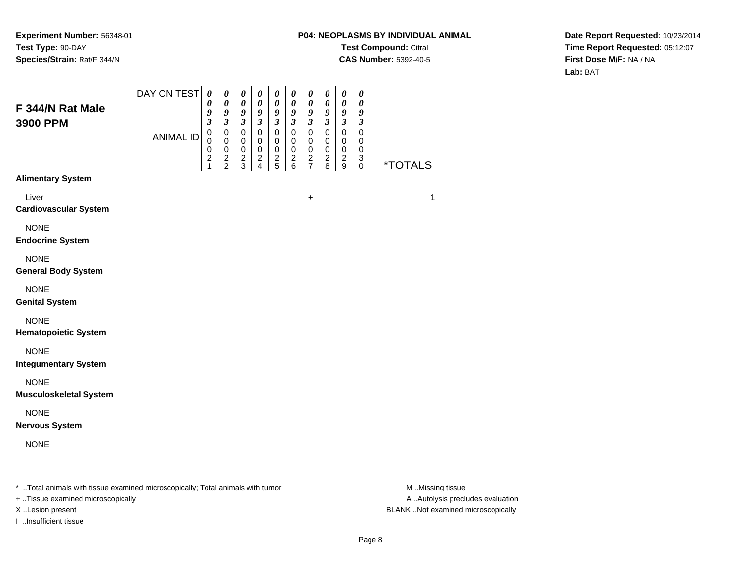**Experiment Number:** 56348-01
**Test Type:** 90-DAY
**Species/Strain:** Rat/F 344/N

**P04: NEOPLASMS BY INDIVIDUAL ANIMAL**
**Test Compound:** Citral
**CAS Number:** 5392-40-5

**Date Report Requested:** 10/23/2014
**Time Report Requested:** 05:12:07
**First Dose M/F:** NA / NA
**Lab:** BAT

## F 344/N Rat Male 3900 PPM

| | 0021 | 0022 | 0023 | 0024 | 0025 | 0026 | 0027 | 0028 | 0029 | 0030 | *TOTALS |
|---|---|---|---|---|---|---|---|---|---|---|---|
| DAY ON TEST | 0093 | 0093 | 0093 | 0093 | 0093 | 0093 | 0093 | 0093 | 0093 | 0093 | |
| ANIMAL ID | 0021 | 0022 | 0023 | 0024 | 0025 | 0026 | 0027 | 0028 | 0029 | 0030 | |
| **Alimentary System** | | | | | | | | | | | |
| Liver | | | | | | | + | | | | 1 |
| **Cardiovascular System** | | | | | | | | | | | |
| NONE | | | | | | | | | | | |
| **Endocrine System** | | | | | | | | | | | |
| NONE | | | | | | | | | | | |
| **General Body System** | | | | | | | | | | | |
| NONE | | | | | | | | | | | |
| **Genital System** | | | | | | | | | | | |
| NONE | | | | | | | | | | | |
| **Hematopoietic System** | | | | | | | | | | | |
| NONE | | | | | | | | | | | |
| **Integumentary System** | | | | | | | | | | | |
| NONE | | | | | | | | | | | |
| **Musculoskeletal System** | | | | | | | | | | | |
| NONE | | | | | | | | | | | |
| **Nervous System** | | | | | | | | | | | |
| NONE | | | | | | | | | | | |

* ..Total animals with tissue examined microscopically; Total animals with tumor
+ ..Tissue examined microscopically
X ..Lesion present
I ..Insufficient tissue

M ..Missing tissue
A ..Autolysis precludes evaluation
BLANK ..Not examined microscopically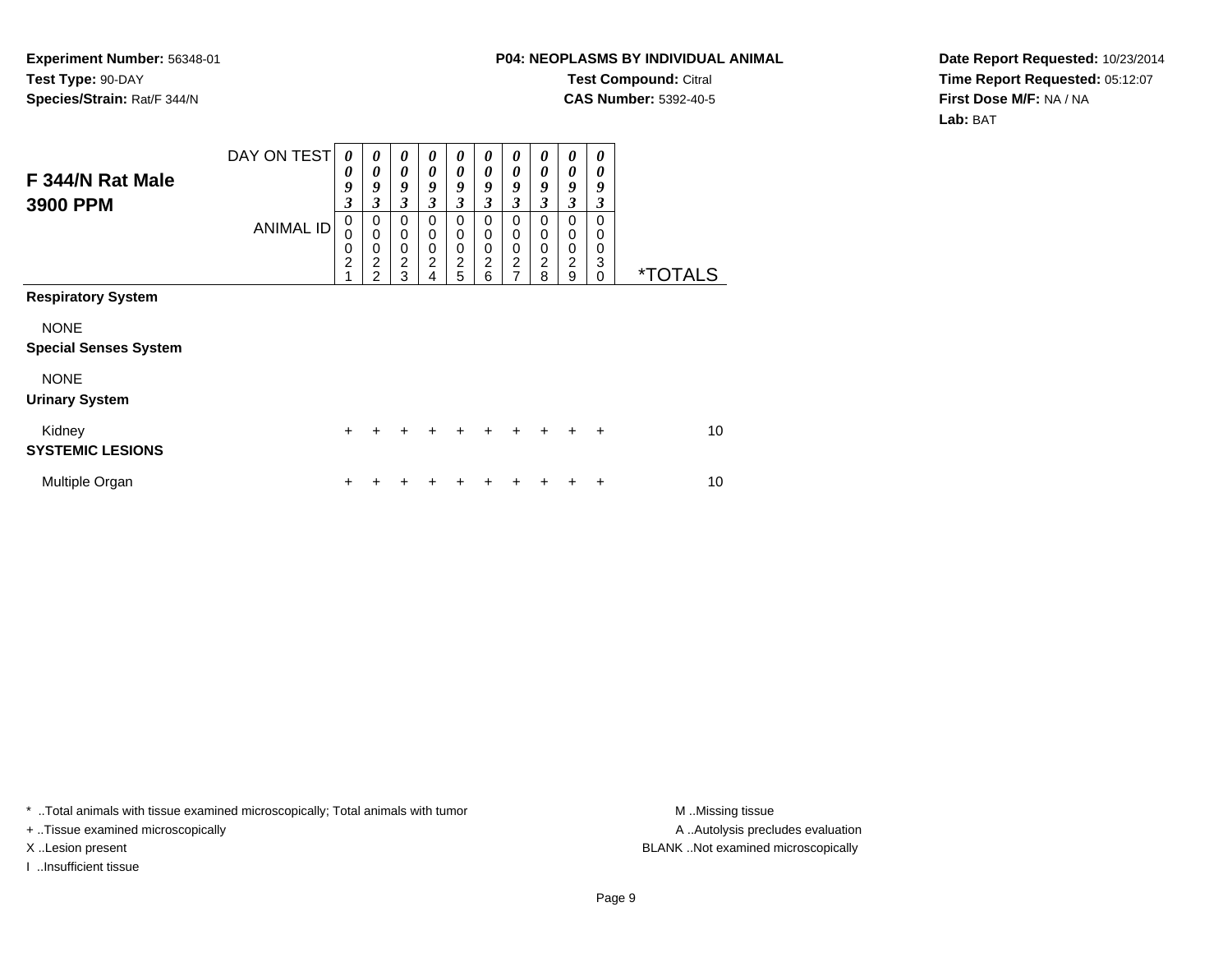**Experiment Number:** 56348-01
**Test Type:** 90-DAY
**Species/Strain:** Rat/F 344/N

**P04: NEOPLASMS BY INDIVIDUAL ANIMAL**
**Test Compound:** Citral
**CAS Number:** 5392-40-5

**Date Report Requested:** 10/23/2014
**Time Report Requested:** 05:12:07
**First Dose M/F:** NA / NA
**Lab:** BAT

## F 344/N Rat Male 3900 PPM

| DAY ON TEST | 0093 | 0093 | 0093 | 0093 | 0093 | 0093 | 0093 | 0093 | 0093 | 0093 | |
|---|---|---|---|---|---|---|---|---|---|---|---|
| ANIMAL ID | 00021 | 00022 | 00023 | 00024 | 00025 | 00026 | 00027 | 00028 | 00029 | 00030 | *TOTALS |
| **Respiratory System** | | | | | | | | | | | |
| NONE | | | | | | | | | | | |
| **Special Senses System** | | | | | | | | | | | |
| NONE | | | | | | | | | | | |
| **Urinary System** | | | | | | | | | | | |
| Kidney | + | + | + | + | + | + | + | + | + | + | 10 |
| **SYSTEMIC LESIONS** | | | | | | | | | | | |
| Multiple Organ | + | + | + | + | + | + | + | + | + | + | 10 |

* ..Total animals with tissue examined microscopically; Total animals with tumor
+ ..Tissue examined microscopically
X ..Lesion present
I ..Insufficient tissue

M ..Missing tissue
A ..Autolysis precludes evaluation
BLANK ..Not examined microscopically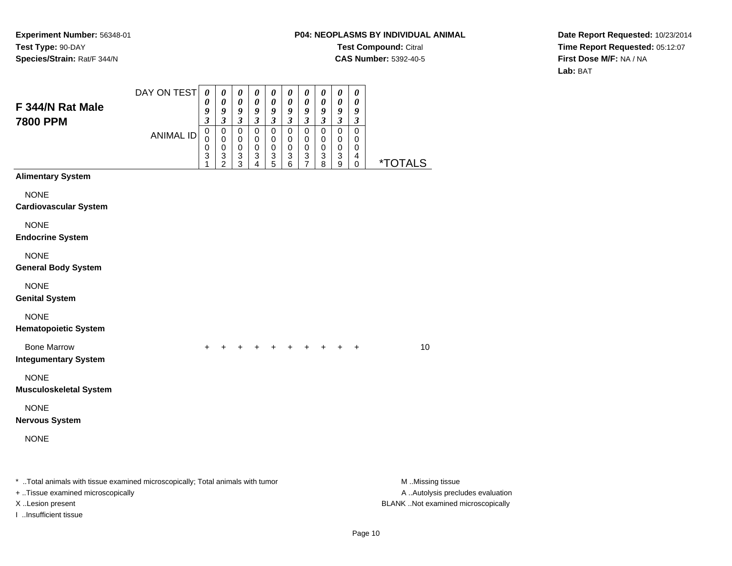**Experiment Number:** 56348-01
**Test Type:** 90-DAY
**Species/Strain:** Rat/F 344/N

**P04: NEOPLASMS BY INDIVIDUAL ANIMAL**
**Test Compound:** Citral
**CAS Number:** 5392-40-5

**Date Report Requested:** 10/23/2014
**Time Report Requested:** 05:12:07
**First Dose M/F:** NA / NA
**Lab:** BAT

## F 344/N Rat Male 7800 PPM

| DAY ON TEST | 0093 | 0093 | 0093 | 0093 | 0093 | 0093 | 0093 | 0093 | 0093 | 0093 | |
|---|---|---|---|---|---|---|---|---|---|---|---|
| **ANIMAL ID** | 00031 | 00032 | 00033 | 00034 | 00035 | 00036 | 00037 | 00038 | 00039 | 00040 | ***TOTALS** |
| **Alimentary System** | | | | | | | | | | | |
| NONE | | | | | | | | | | | |
| **Cardiovascular System** | | | | | | | | | | | |
| NONE | | | | | | | | | | | |
| **Endocrine System** | | | | | | | | | | | |
| NONE | | | | | | | | | | | |
| **General Body System** | | | | | | | | | | | |
| NONE | | | | | | | | | | | |
| **Genital System** | | | | | | | | | | | |
| NONE | | | | | | | | | | | |
| **Hematopoietic System** | | | | | | | | | | | |
| Bone Marrow | + | + | + | + | + | + | + | + | + | + | 10 |
| **Integumentary System** | | | | | | | | | | | |
| NONE | | | | | | | | | | | |
| **Musculoskeletal System** | | | | | | | | | | | |
| NONE | | | | | | | | | | | |
| **Nervous System** | | | | | | | | | | | |
| NONE | | | | | | | | | | | |

* ..Total animals with tissue examined microscopically; Total animals with tumor
+ ..Tissue examined microscopically
X ..Lesion present
I ..Insufficient tissue

M ..Missing tissue
A ..Autolysis precludes evaluation
BLANK ..Not examined microscopically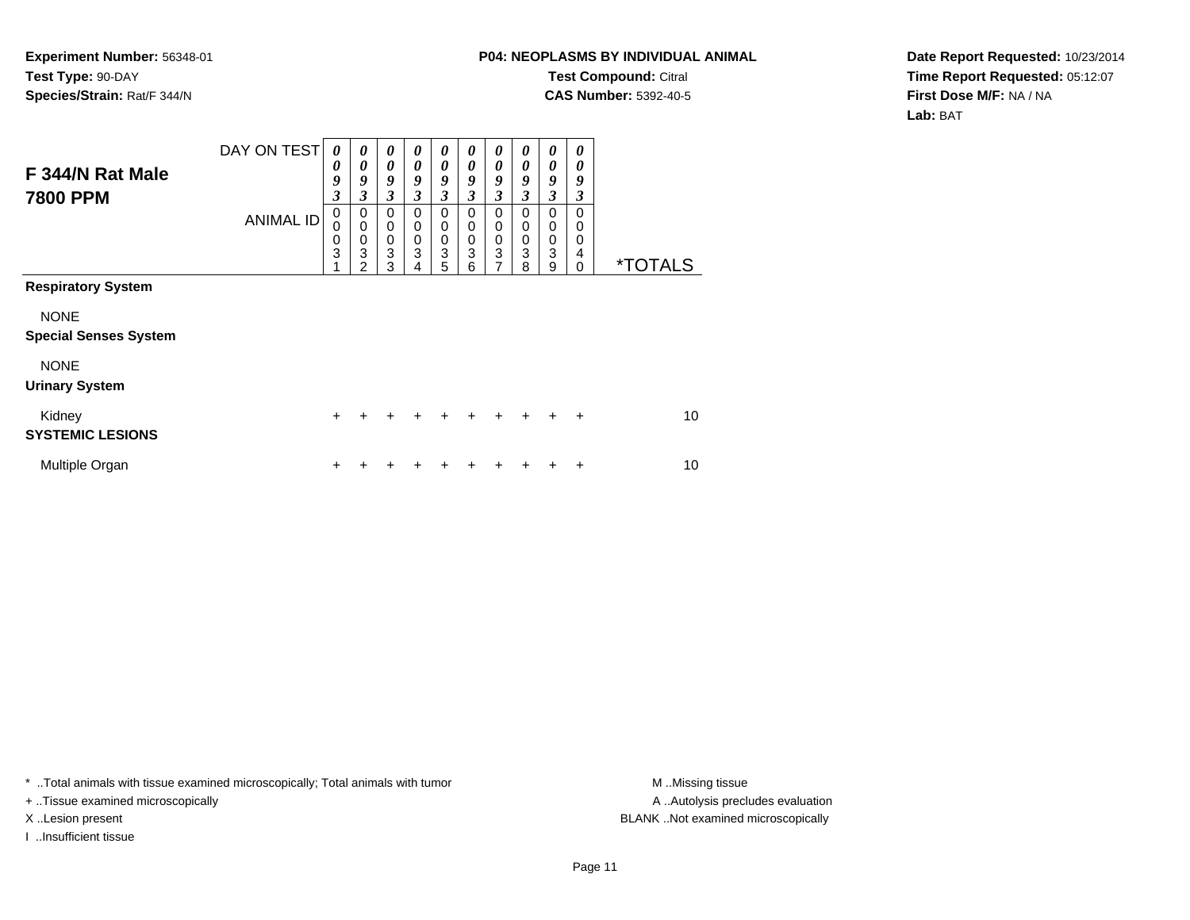**Experiment Number:** 56348-01
**Test Type:** 90-DAY
**Species/Strain:** Rat/F 344/N

**P04: NEOPLASMS BY INDIVIDUAL ANIMAL**
**Test Compound:** Citral
**CAS Number:** 5392-40-5

**Date Report Requested:** 10/23/2014
**Time Report Requested:** 05:12:07
**First Dose M/F:** NA / NA
**Lab:** BAT

## F 344/N Rat Male 7800 PPM

| DAY ON TEST | 0093 | 0093 | 0093 | 0093 | 0093 | 0093 | 0093 | 0093 | 0093 | 0093 | |
|---|---|---|---|---|---|---|---|---|---|---|---|
| ANIMAL ID | 00031 | 00032 | 00033 | 00034 | 00035 | 00036 | 00037 | 00038 | 00039 | 00040 | *TOTALS |
| **Respiratory System** | | | | | | | | | | | |
| NONE | | | | | | | | | | | |
| **Special Senses System** | | | | | | | | | | | |
| NONE | | | | | | | | | | | |
| **Urinary System** | | | | | | | | | | | |
| Kidney | + | + | + | + | + | + | + | + | + | + | 10 |
| **SYSTEMIC LESIONS** | | | | | | | | | | | |
| Multiple Organ | + | + | + | + | + | + | + | + | + | + | 10 |

* ..Total animals with tissue examined microscopically; Total animals with tumor
+ ..Tissue examined microscopically
X ..Lesion present
I ..Insufficient tissue

M ..Missing tissue
A ..Autolysis precludes evaluation
BLANK ..Not examined microscopically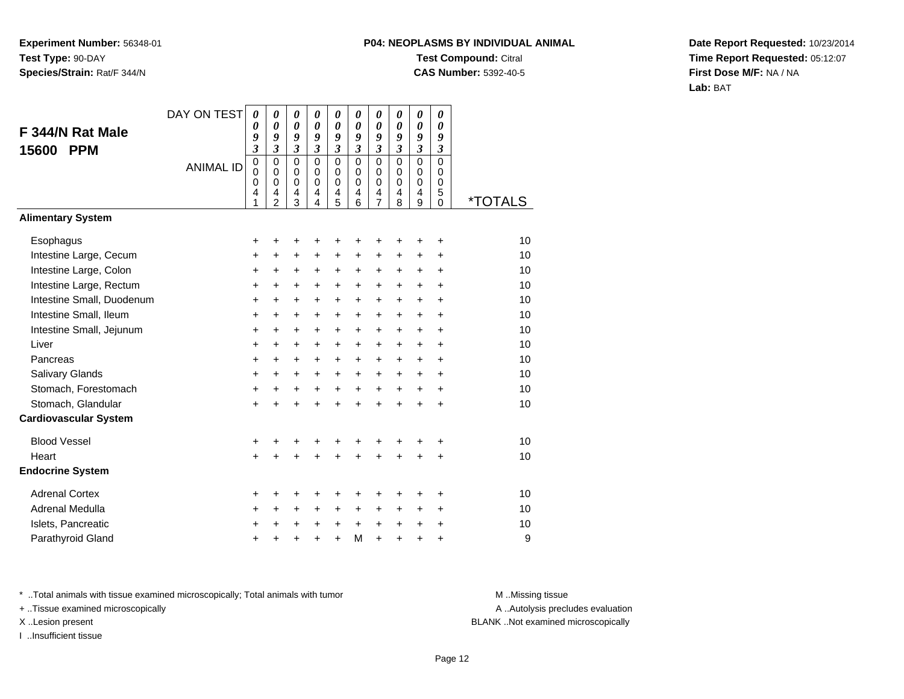**Experiment Number:** 56348-01
**Test Type:** 90-DAY
**Species/Strain:** Rat/F 344/N

**P04: NEOPLASMS BY INDIVIDUAL ANIMAL**
**Test Compound:** Citral
**CAS Number:** 5392-40-5

**Date Report Requested:** 10/23/2014
**Time Report Requested:** 05:12:07
**First Dose M/F:** NA / NA
**Lab:** BAT

## F 344/N Rat Male 15600 PPM

| DAY ON TEST | 0093 | 0093 | 0093 | 0093 | 0093 | 0093 | 0093 | 0093 | 0093 | 0093 | |
|---|---|---|---|---|---|---|---|---|---|---|---|
| **ANIMAL ID** | 00041 | 00042 | 00043 | 00044 | 00045 | 00046 | 00047 | 00048 | 00049 | 00050 | ***TOTALS** |
| **Alimentary System** | | | | | | | | | | | |
| Esophagus | + | + | + | + | + | + | + | + | + | + | 10 |
| Intestine Large, Cecum | + | + | + | + | + | + | + | + | + | + | 10 |
| Intestine Large, Colon | + | + | + | + | + | + | + | + | + | + | 10 |
| Intestine Large, Rectum | + | + | + | + | + | + | + | + | + | + | 10 |
| Intestine Small, Duodenum | + | + | + | + | + | + | + | + | + | + | 10 |
| Intestine Small, Ileum | + | + | + | + | + | + | + | + | + | + | 10 |
| Intestine Small, Jejunum | + | + | + | + | + | + | + | + | + | + | 10 |
| Liver | + | + | + | + | + | + | + | + | + | + | 10 |
| Pancreas | + | + | + | + | + | + | + | + | + | + | 10 |
| Salivary Glands | + | + | + | + | + | + | + | + | + | + | 10 |
| Stomach, Forestomach | + | + | + | + | + | + | + | + | + | + | 10 |
| Stomach, Glandular | + | + | + | + | + | + | + | + | + | + | 10 |
| **Cardiovascular System** | | | | | | | | | | | |
| Blood Vessel | + | + | + | + | + | + | + | + | + | + | 10 |
| Heart | + | + | + | + | + | + | + | + | + | + | 10 |
| **Endocrine System** | | | | | | | | | | | |
| Adrenal Cortex | + | + | + | + | + | + | + | + | + | + | 10 |
| Adrenal Medulla | + | + | + | + | + | + | + | + | + | + | 10 |
| Islets, Pancreatic | + | + | + | + | + | + | + | + | + | + | 10 |
| Parathyroid Gland | + | + | + | + | + | M | + | + | + | + | 9 |

\* ..Total animals with tissue examined microscopically; Total animals with tumor
\+ ..Tissue examined microscopically
X ..Lesion present
I ..Insufficient tissue

M ..Missing tissue
A ..Autolysis precludes evaluation
BLANK ..Not examined microscopically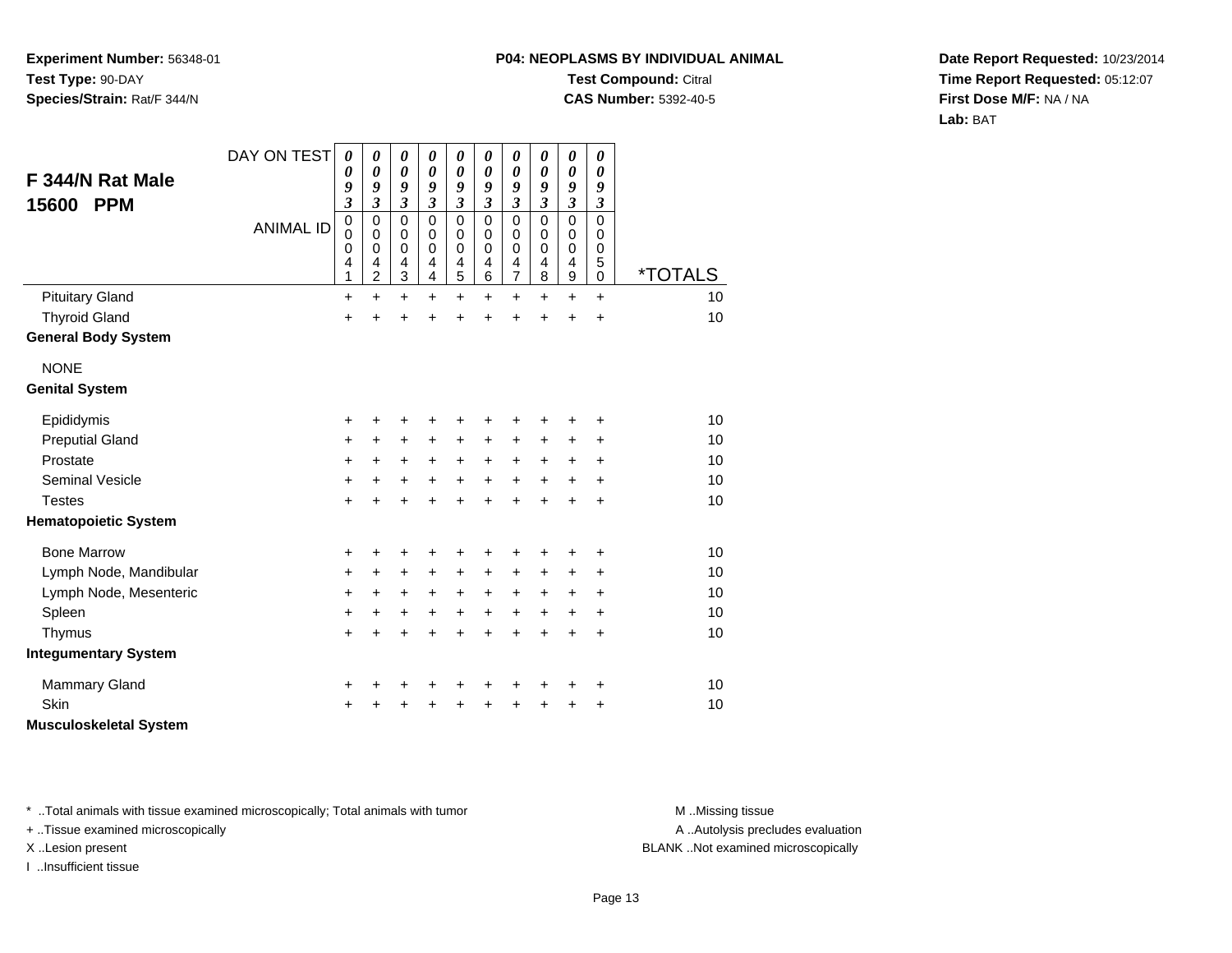**Experiment Number:** 56348-01
**Test Type:** 90-DAY
**Species/Strain:** Rat/F 344/N

**P04: NEOPLASMS BY INDIVIDUAL ANIMAL**
**Test Compound:** Citral
**CAS Number:** 5392-40-5

**Date Report Requested:** 10/23/2014
**Time Report Requested:** 05:12:07
**First Dose M/F:** NA / NA
**Lab:** BAT

## F 344/N Rat Male 15600 PPM

| DAY ON TEST | 0093 | 0093 | 0093 | 0093 | 0093 | 0093 | 0093 | 0093 | 0093 | 0093 | |
|---|---|---|---|---|---|---|---|---|---|---|---|
| **ANIMAL ID** | 00041 | 00042 | 00043 | 00044 | 00045 | 00046 | 00047 | 00048 | 00049 | 00050 | ***TOTALS** |
| Pituitary Gland | + | + | + | + | + | + | + | + | + | + | 10 |
| Thyroid Gland | + | + | + | + | + | + | + | + | + | + | 10 |
| **General Body System** | | | | | | | | | | | |
| NONE | | | | | | | | | | | |
| **Genital System** | | | | | | | | | | | |
| Epididymis | + | + | + | + | + | + | + | + | + | + | 10 |
| Preputial Gland | + | + | + | + | + | + | + | + | + | + | 10 |
| Prostate | + | + | + | + | + | + | + | + | + | + | 10 |
| Seminal Vesicle | + | + | + | + | + | + | + | + | + | + | 10 |
| Testes | + | + | + | + | + | + | + | + | + | + | 10 |
| **Hematopoietic System** | | | | | | | | | | | |
| Bone Marrow | + | + | + | + | + | + | + | + | + | + | 10 |
| Lymph Node, Mandibular | + | + | + | + | + | + | + | + | + | + | 10 |
| Lymph Node, Mesenteric | + | + | + | + | + | + | + | + | + | + | 10 |
| Spleen | + | + | + | + | + | + | + | + | + | + | 10 |
| Thymus | + | + | + | + | + | + | + | + | + | + | 10 |
| **Integumentary System** | | | | | | | | | | | |
| Mammary Gland | + | + | + | + | + | + | + | + | + | + | 10 |
| Skin | + | + | + | + | + | + | + | + | + | + | 10 |
| **Musculoskeletal System** | | | | | | | | | | | |

\* ..Total animals with tissue examined microscopically; Total animals with tumor
+ ..Tissue examined microscopically
X ..Lesion present
I ..Insufficient tissue

M ..Missing tissue
A ..Autolysis precludes evaluation
BLANK ..Not examined microscopically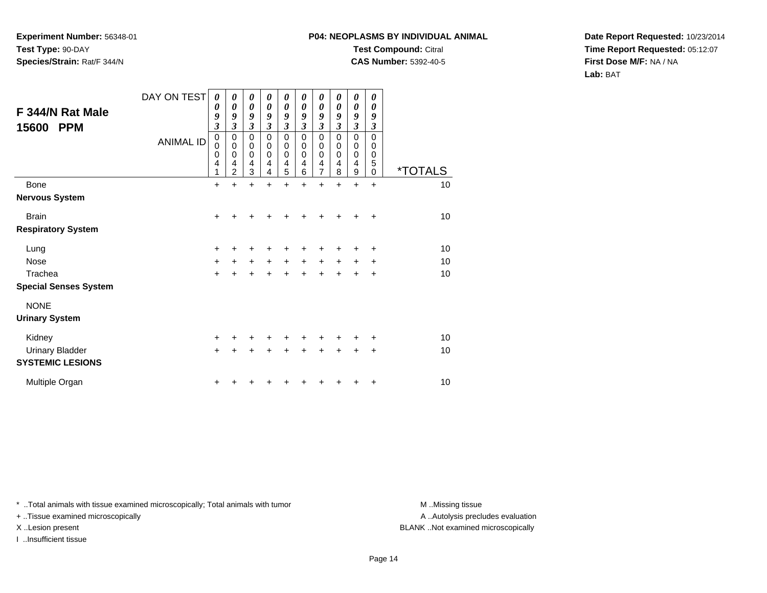**Experiment Number:** 56348-01
**Test Type:** 90-DAY
**Species/Strain:** Rat/F 344/N

**P04: NEOPLASMS BY INDIVIDUAL ANIMAL**
**Test Compound:** Citral
**CAS Number:** 5392-40-5

**Date Report Requested:** 10/23/2014
**Time Report Requested:** 05:12:07
**First Dose M/F:** NA / NA
**Lab:** BAT

## F 344/N Rat Male 15600 PPM

| DAY ON TEST | 0093 | 0093 | 0093 | 0093 | 0093 | 0093 | 0093 | 0093 | 0093 | 0093 | |
|---|---|---|---|---|---|---|---|---|---|---|---|
| ANIMAL ID | 00041 | 00042 | 00043 | 00044 | 00045 | 00046 | 00047 | 00048 | 00049 | 00050 | *TOTALS |
| Bone | + | + | + | + | + | + | + | + | + | + | 10 |
| **Nervous System** | | | | | | | | | | | |
| Brain | + | + | + | + | + | + | + | + | + | + | 10 |
| **Respiratory System** | | | | | | | | | | | |
| Lung | + | + | + | + | + | + | + | + | + | + | 10 |
| Nose | + | + | + | + | + | + | + | + | + | + | 10 |
| Trachea | + | + | + | + | + | + | + | + | + | + | 10 |
| **Special Senses System** | | | | | | | | | | | |
| NONE | | | | | | | | | | | |
| **Urinary System** | | | | | | | | | | | |
| Kidney | + | + | + | + | + | + | + | + | + | + | 10 |
| Urinary Bladder | + | + | + | + | + | + | + | + | + | + | 10 |
| **SYSTEMIC LESIONS** | | | | | | | | | | | |
| Multiple Organ | + | + | + | + | + | + | + | + | + | + | 10 |

* ..Total animals with tissue examined microscopically; Total animals with tumor
+ ..Tissue examined microscopically
X ..Lesion present
I ..Insufficient tissue

M ..Missing tissue
A ..Autolysis precludes evaluation
BLANK ..Not examined microscopically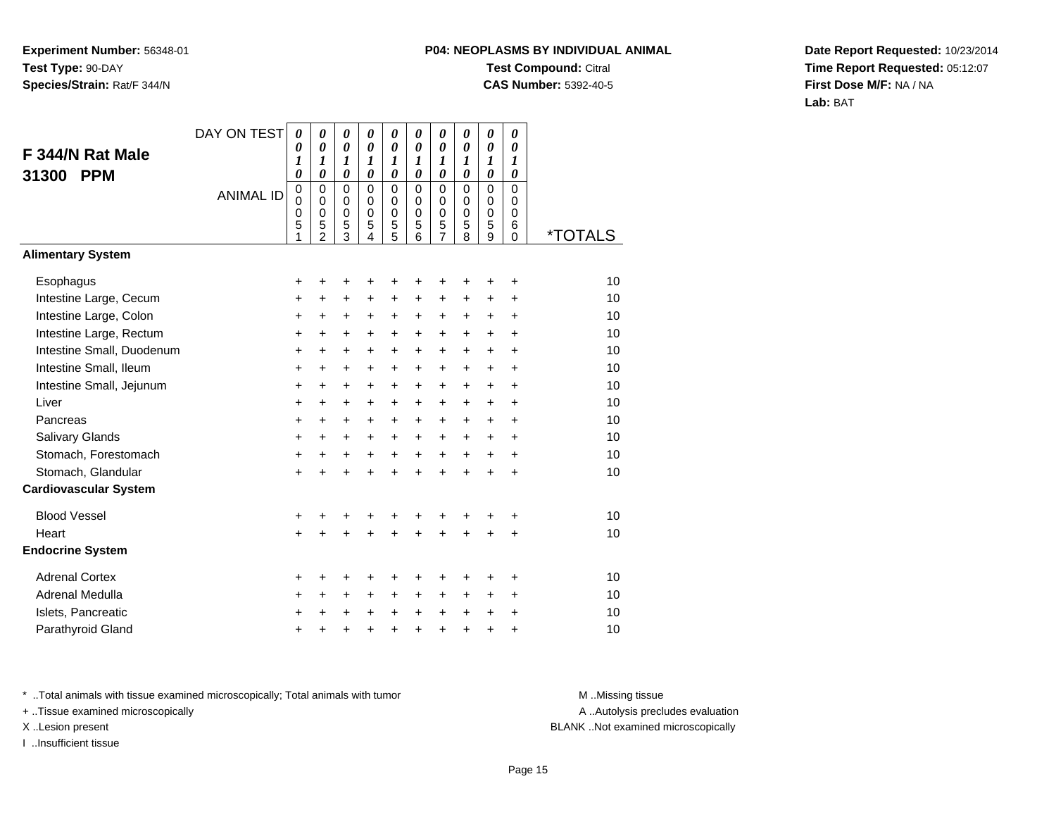**Experiment Number:** 56348-01
**Test Type:** 90-DAY
**Species/Strain:** Rat/F 344/N

**P04: NEOPLASMS BY INDIVIDUAL ANIMAL**
**Test Compound:** Citral
**CAS Number:** 5392-40-5

**Date Report Requested:** 10/23/2014
**Time Report Requested:** 05:12:07
**First Dose M/F:** NA / NA
**Lab:** BAT

## F 344/N Rat Male 31300 PPM

| DAY ON TEST | 0010 | 0010 | 0010 | 0010 | 0010 | 0010 | 0010 | 0010 | 0010 | 0010 | |
|---|---|---|---|---|---|---|---|---|---|---|---|
| ANIMAL ID | 00051 | 00052 | 00053 | 00054 | 00055 | 00056 | 00057 | 00058 | 00059 | 00060 | *TOTALS |
| **Alimentary System** | | | | | | | | | | | |
| Esophagus | + | + | + | + | + | + | + | + | + | + | 10 |
| Intestine Large, Cecum | + | + | + | + | + | + | + | + | + | + | 10 |
| Intestine Large, Colon | + | + | + | + | + | + | + | + | + | + | 10 |
| Intestine Large, Rectum | + | + | + | + | + | + | + | + | + | + | 10 |
| Intestine Small, Duodenum | + | + | + | + | + | + | + | + | + | + | 10 |
| Intestine Small, Ileum | + | + | + | + | + | + | + | + | + | + | 10 |
| Intestine Small, Jejunum | + | + | + | + | + | + | + | + | + | + | 10 |
| Liver | + | + | + | + | + | + | + | + | + | + | 10 |
| Pancreas | + | + | + | + | + | + | + | + | + | + | 10 |
| Salivary Glands | + | + | + | + | + | + | + | + | + | + | 10 |
| Stomach, Forestomach | + | + | + | + | + | + | + | + | + | + | 10 |
| Stomach, Glandular | + | + | + | + | + | + | + | + | + | + | 10 |
| **Cardiovascular System** | | | | | | | | | | | |
| Blood Vessel | + | + | + | + | + | + | + | + | + | + | 10 |
| Heart | + | + | + | + | + | + | + | + | + | + | 10 |
| **Endocrine System** | | | | | | | | | | | |
| Adrenal Cortex | + | + | + | + | + | + | + | + | + | + | 10 |
| Adrenal Medulla | + | + | + | + | + | + | + | + | + | + | 10 |
| Islets, Pancreatic | + | + | + | + | + | + | + | + | + | + | 10 |
| Parathyroid Gland | + | + | + | + | + | + | + | + | + | + | 10 |

\* ..Total animals with tissue examined microscopically; Total animals with tumor
\+ ..Tissue examined microscopically
X ..Lesion present
I ..Insufficient tissue

M ..Missing tissue
A ..Autolysis precludes evaluation
BLANK ..Not examined microscopically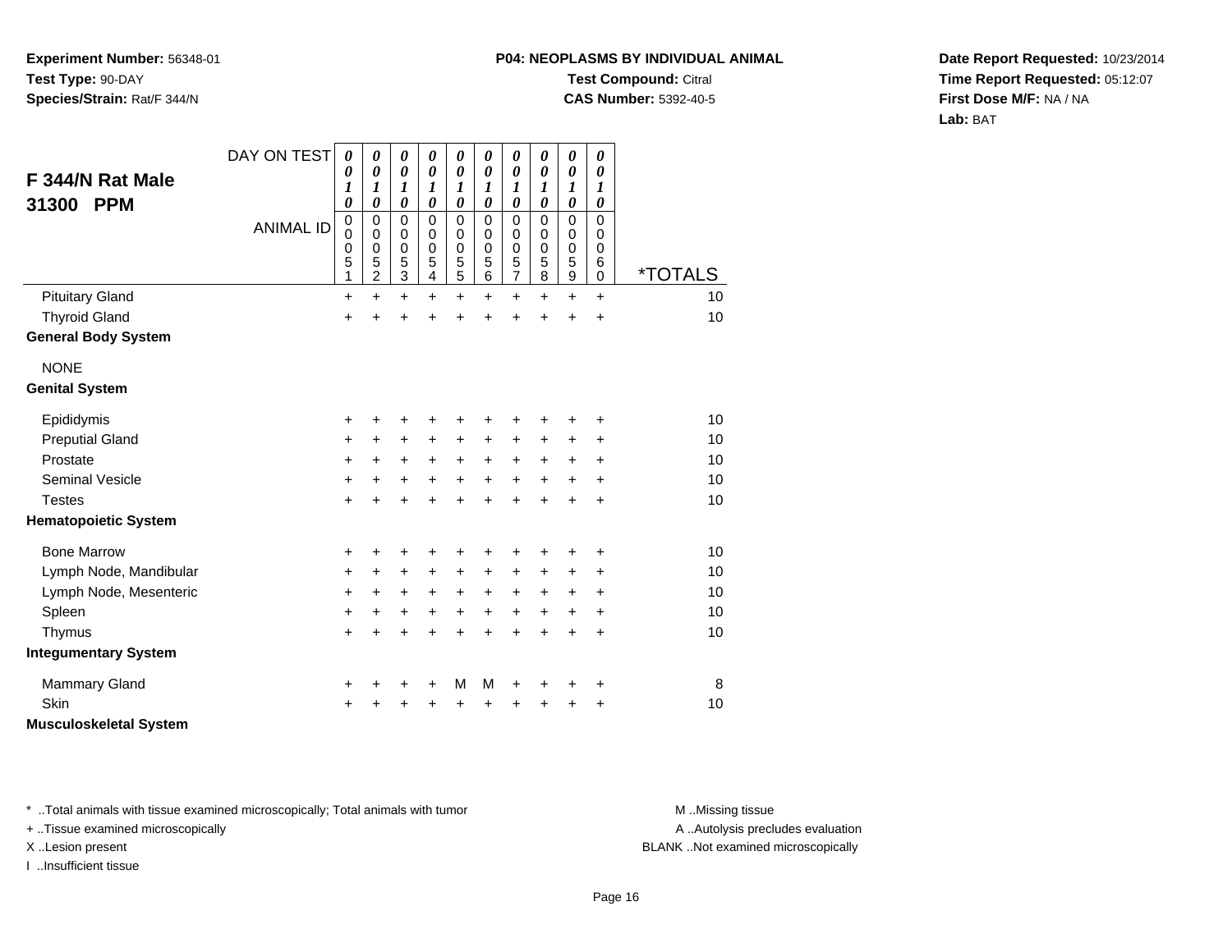**Experiment Number:** 56348-01
**Test Type:** 90-DAY
**Species/Strain:** Rat/F 344/N

**P04: NEOPLASMS BY INDIVIDUAL ANIMAL**
**Test Compound:** Citral
**CAS Number:** 5392-40-5

**Date Report Requested:** 10/23/2014
**Time Report Requested:** 05:12:07
**First Dose M/F:** NA / NA
**Lab:** BAT

## F 344/N Rat Male 31300 PPM

| DAY ON TEST | 0010 | 0010 | 0010 | 0010 | 0010 | 0010 | 0010 | 0010 | 0010 | 0010 | |
|---|---|---|---|---|---|---|---|---|---|---|---|
| **ANIMAL ID** | 00051 | 00052 | 00053 | 00054 | 00055 | 00056 | 00057 | 00058 | 00059 | 00060 | ***TOTALS** |
| Pituitary Gland | + | + | + | + | + | + | + | + | + | + | 10 |
| Thyroid Gland | + | + | + | + | + | + | + | + | + | + | 10 |
| **General Body System** | | | | | | | | | | | |
| NONE | | | | | | | | | | | |
| **Genital System** | | | | | | | | | | | |
| Epididymis | + | + | + | + | + | + | + | + | + | + | 10 |
| Preputial Gland | + | + | + | + | + | + | + | + | + | + | 10 |
| Prostate | + | + | + | + | + | + | + | + | + | + | 10 |
| Seminal Vesicle | + | + | + | + | + | + | + | + | + | + | 10 |
| Testes | + | + | + | + | + | + | + | + | + | + | 10 |
| **Hematopoietic System** | | | | | | | | | | | |
| Bone Marrow | + | + | + | + | + | + | + | + | + | + | 10 |
| Lymph Node, Mandibular | + | + | + | + | + | + | + | + | + | + | 10 |
| Lymph Node, Mesenteric | + | + | + | + | + | + | + | + | + | + | 10 |
| Spleen | + | + | + | + | + | + | + | + | + | + | 10 |
| Thymus | + | + | + | + | + | + | + | + | + | + | 10 |
| **Integumentary System** | | | | | | | | | | | |
| Mammary Gland | + | + | + | + | M | M | + | + | + | + | 8 |
| Skin | + | + | + | + | + | + | + | + | + | + | 10 |
| **Musculoskeletal System** | | | | | | | | | | | |

\* ..Total animals with tissue examined microscopically; Total animals with tumor
\+ ..Tissue examined microscopically
X ..Lesion present
I ..Insufficient tissue

M ..Missing tissue
A ..Autolysis precludes evaluation
BLANK ..Not examined microscopically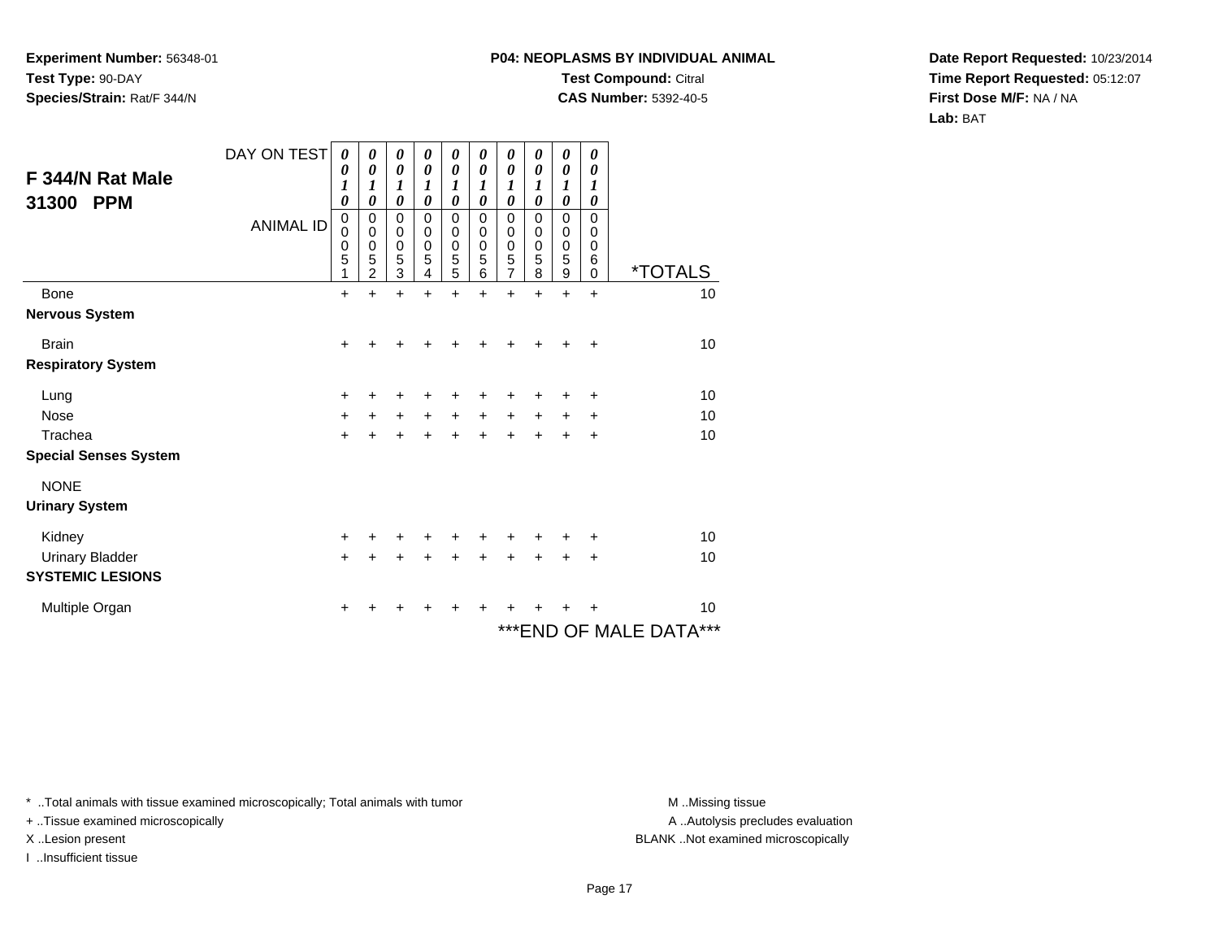**Experiment Number:** 56348-01
**Test Type:** 90-DAY
**Species/Strain:** Rat/F 344/N

**P04: NEOPLASMS BY INDIVIDUAL ANIMAL**
**Test Compound:** Citral
**CAS Number:** 5392-40-5

**Date Report Requested:** 10/23/2014
**Time Report Requested:** 05:12:07
**First Dose M/F:** NA / NA
**Lab:** BAT

## F 344/N Rat Male 31300 PPM

| DAY ON TEST | 0010 | 0010 | 0010 | 0010 | 0010 | 0010 | 0010 | 0010 | 0010 | 0010 | |
|---|---|---|---|---|---|---|---|---|---|---|---|
| ANIMAL ID | 00051 | 00052 | 00053 | 00054 | 00055 | 00056 | 00057 | 00058 | 00059 | 00060 | *TOTALS |
| Bone | + | + | + | + | + | + | + | + | + | + | 10 |
| **Nervous System** | | | | | | | | | | | |
| Brain | + | + | + | + | + | + | + | + | + | + | 10 |
| **Respiratory System** | | | | | | | | | | | |
| Lung | + | + | + | + | + | + | + | + | + | + | 10 |
| Nose | + | + | + | + | + | + | + | + | + | + | 10 |
| Trachea | + | + | + | + | + | + | + | + | + | + | 10 |
| **Special Senses System** | | | | | | | | | | | |
| NONE | | | | | | | | | | | |
| **Urinary System** | | | | | | | | | | | |
| Kidney | + | + | + | + | + | + | + | + | + | + | 10 |
| Urinary Bladder | + | + | + | + | + | + | + | + | + | + | 10 |
| **SYSTEMIC LESIONS** | | | | | | | | | | | |
| Multiple Organ | + | + | + | + | + | + | + | + | + | + | 10 |

***END OF MALE DATA***

* ..Total animals with tissue examined microscopically; Total animals with tumor
+ ..Tissue examined microscopically
X ..Lesion present
I ..Insufficient tissue

M ..Missing tissue
A ..Autolysis precludes evaluation
BLANK ..Not examined microscopically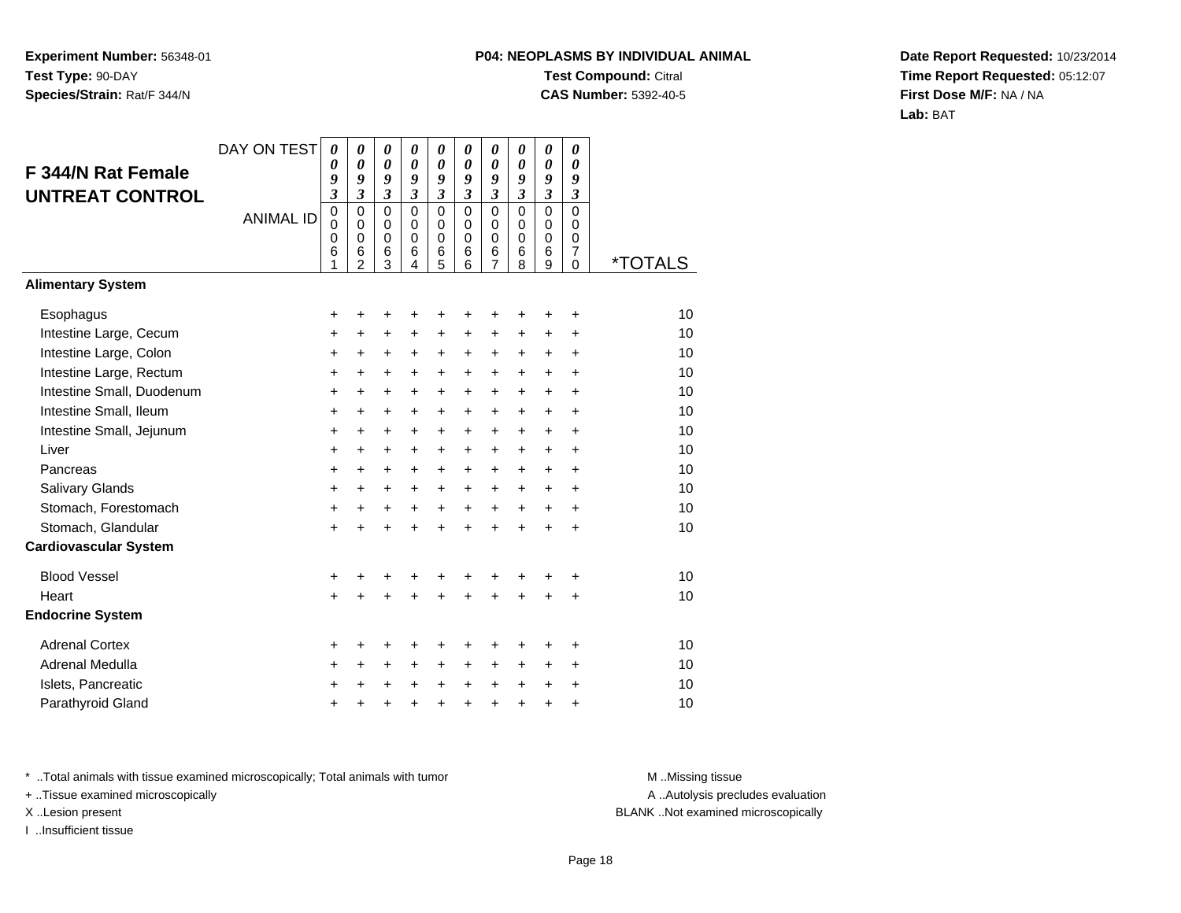**Experiment Number:** 56348-01
**Test Type:** 90-DAY
**Species/Strain:** Rat/F 344/N

**P04: NEOPLASMS BY INDIVIDUAL ANIMAL**
**Test Compound:** Citral
**CAS Number:** 5392-40-5

**Date Report Requested:** 10/23/2014
**Time Report Requested:** 05:12:07
**First Dose M/F:** NA / NA
**Lab:** BAT

## F 344/N Rat Female UNTREAT CONTROL

| DAY ON TEST | 0093 | 0093 | 0093 | 0093 | 0093 | 0093 | 0093 | 0093 | 0093 | 0093 | |
|---|---|---|---|---|---|---|---|---|---|---|---|
| ANIMAL ID | 00061 | 00062 | 00063 | 00064 | 00065 | 00066 | 00067 | 00068 | 00069 | 00070 | *TOTALS |
| **Alimentary System** | | | | | | | | | | | |
| Esophagus | + | + | + | + | + | + | + | + | + | + | 10 |
| Intestine Large, Cecum | + | + | + | + | + | + | + | + | + | + | 10 |
| Intestine Large, Colon | + | + | + | + | + | + | + | + | + | + | 10 |
| Intestine Large, Rectum | + | + | + | + | + | + | + | + | + | + | 10 |
| Intestine Small, Duodenum | + | + | + | + | + | + | + | + | + | + | 10 |
| Intestine Small, Ileum | + | + | + | + | + | + | + | + | + | + | 10 |
| Intestine Small, Jejunum | + | + | + | + | + | + | + | + | + | + | 10 |
| Liver | + | + | + | + | + | + | + | + | + | + | 10 |
| Pancreas | + | + | + | + | + | + | + | + | + | + | 10 |
| Salivary Glands | + | + | + | + | + | + | + | + | + | + | 10 |
| Stomach, Forestomach | + | + | + | + | + | + | + | + | + | + | 10 |
| Stomach, Glandular | + | + | + | + | + | + | + | + | + | + | 10 |
| **Cardiovascular System** | | | | | | | | | | | |
| Blood Vessel | + | + | + | + | + | + | + | + | + | + | 10 |
| Heart | + | + | + | + | + | + | + | + | + | + | 10 |
| **Endocrine System** | | | | | | | | | | | |
| Adrenal Cortex | + | + | + | + | + | + | + | + | + | + | 10 |
| Adrenal Medulla | + | + | + | + | + | + | + | + | + | + | 10 |
| Islets, Pancreatic | + | + | + | + | + | + | + | + | + | + | 10 |
| Parathyroid Gland | + | + | + | + | + | + | + | + | + | + | 10 |

\* ..Total animals with tissue examined microscopically; Total animals with tumor
+ ..Tissue examined microscopically
X ..Lesion present
I ..Insufficient tissue

M ..Missing tissue
A ..Autolysis precludes evaluation
BLANK ..Not examined microscopically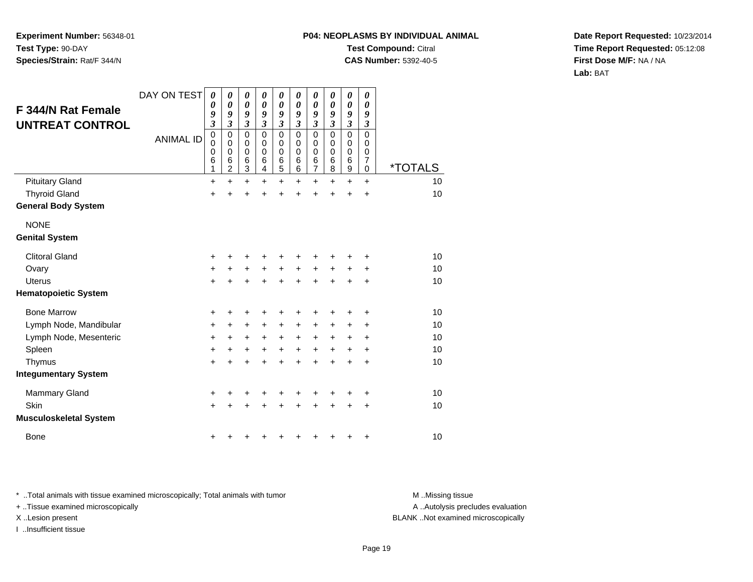**Experiment Number:** 56348-01
**Test Type:** 90-DAY
**Species/Strain:** Rat/F 344/N

**P04: NEOPLASMS BY INDIVIDUAL ANIMAL**
**Test Compound:** Citral
**CAS Number:** 5392-40-5

**Date Report Requested:** 10/23/2014
**Time Report Requested:** 05:12:08
**First Dose M/F:** NA / NA
**Lab:** BAT

## F 344/N Rat Female UNTREAT CONTROL

| DAY ON TEST | 0093 | 0093 | 0093 | 0093 | 0093 | 0093 | 0093 | 0093 | 0093 | 0093 | |
|---|---|---|---|---|---|---|---|---|---|---|---|
| ANIMAL ID | 00061 | 00062 | 00063 | 00064 | 00065 | 00066 | 00067 | 00068 | 00069 | 00070 | *TOTALS |
| Pituitary Gland | + | + | + | + | + | + | + | + | + | + | 10 |
| Thyroid Gland | + | + | + | + | + | + | + | + | + | + | 10 |
| **General Body System** | | | | | | | | | | | |
| NONE | | | | | | | | | | | |
| **Genital System** | | | | | | | | | | | |
| Clitoral Gland | + | + | + | + | + | + | + | + | + | + | 10 |
| Ovary | + | + | + | + | + | + | + | + | + | + | 10 |
| Uterus | + | + | + | + | + | + | + | + | + | + | 10 |
| **Hematopoietic System** | | | | | | | | | | | |
| Bone Marrow | + | + | + | + | + | + | + | + | + | + | 10 |
| Lymph Node, Mandibular | + | + | + | + | + | + | + | + | + | + | 10 |
| Lymph Node, Mesenteric | + | + | + | + | + | + | + | + | + | + | 10 |
| Spleen | + | + | + | + | + | + | + | + | + | + | 10 |
| Thymus | + | + | + | + | + | + | + | + | + | + | 10 |
| **Integumentary System** | | | | | | | | | | | |
| Mammary Gland | + | + | + | + | + | + | + | + | + | + | 10 |
| Skin | + | + | + | + | + | + | + | + | + | + | 10 |
| **Musculoskeletal System** | | | | | | | | | | | |
| Bone | + | + | + | + | + | + | + | + | + | + | 10 |

* ..Total animals with tissue examined microscopically; Total animals with tumor
+ ..Tissue examined microscopically
X ..Lesion present
I ..Insufficient tissue

M ..Missing tissue
A ..Autolysis precludes evaluation
BLANK ..Not examined microscopically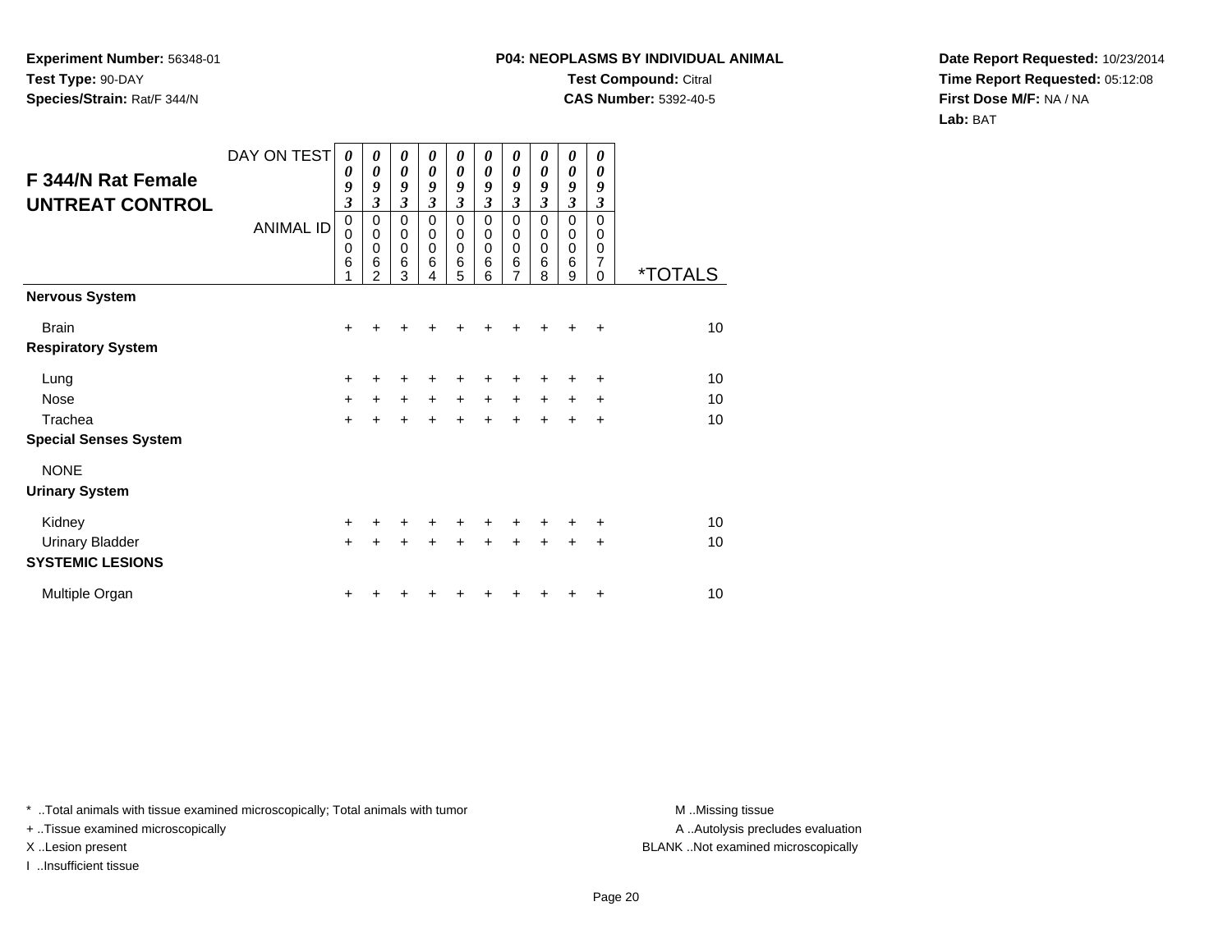**Experiment Number:** 56348-01
**Test Type:** 90-DAY
**Species/Strain:** Rat/F 344/N

**P04: NEOPLASMS BY INDIVIDUAL ANIMAL**
**Test Compound:** Citral
**CAS Number:** 5392-40-5

**Date Report Requested:** 10/23/2014
**Time Report Requested:** 05:12:08
**First Dose M/F:** NA / NA
**Lab:** BAT

| F 344/N Rat Female UNTREAT CONTROL | | | | | | | | | | | |
|---|---|---|---|---|---|---|---|---|---|---|---|
| DAY ON TEST | 0093 | 0093 | 0093 | 0093 | 0093 | 0093 | 0093 | 0093 | 0093 | 0093 | |
| ANIMAL ID | 00061 | 00062 | 00063 | 00064 | 00065 | 00066 | 00067 | 00068 | 00069 | 00070 | *TOTALS |
| **Nervous System** | | | | | | | | | | | |
| Brain | + | + | + | + | + | + | + | + | + | + | 10 |
| **Respiratory System** | | | | | | | | | | | |
| Lung | + | + | + | + | + | + | + | + | + | + | 10 |
| Nose | + | + | + | + | + | + | + | + | + | + | 10 |
| Trachea | + | + | + | + | + | + | + | + | + | + | 10 |
| **Special Senses System** | | | | | | | | | | | |
| NONE | | | | | | | | | | | |
| **Urinary System** | | | | | | | | | | | |
| Kidney | + | + | + | + | + | + | + | + | + | + | 10 |
| Urinary Bladder | + | + | + | + | + | + | + | + | + | + | 10 |
| **SYSTEMIC LESIONS** | | | | | | | | | | | |
| Multiple Organ | + | + | + | + | + | + | + | + | + | + | 10 |

* ..Total animals with tissue examined microscopically; Total animals with tumor
+ ..Tissue examined microscopically
X ..Lesion present
I ..Insufficient tissue

M ..Missing tissue
A ..Autolysis precludes evaluation
BLANK ..Not examined microscopically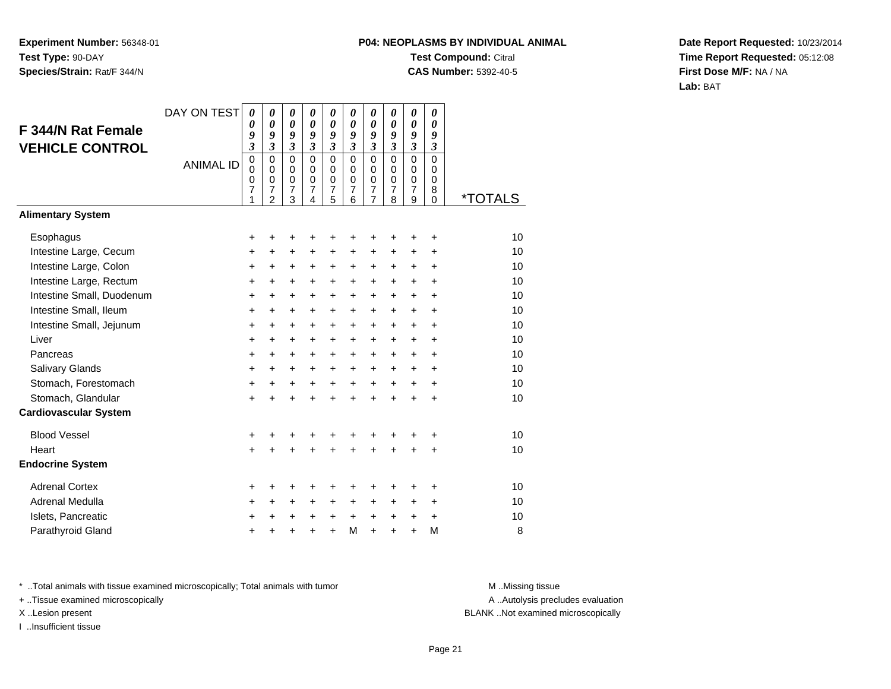**Experiment Number:** 56348-01
**Test Type:** 90-DAY
**Species/Strain:** Rat/F 344/N

**P04: NEOPLASMS BY INDIVIDUAL ANIMAL**
**Test Compound:** Citral
**CAS Number:** 5392-40-5

**Date Report Requested:** 10/23/2014
**Time Report Requested:** 05:12:08
**First Dose M/F:** NA / NA
**Lab:** BAT

## F 344/N Rat Female VEHICLE CONTROL

| DAY ON TEST | 0093 | 0093 | 0093 | 0093 | 0093 | 0093 | 0093 | 0093 | 0093 | 0093 | |
|---|---|---|---|---|---|---|---|---|---|---|---|
| ANIMAL ID | 00071 | 00072 | 00073 | 00074 | 00075 | 00076 | 00077 | 00078 | 00079 | 00080 | *TOTALS |
| **Alimentary System** | | | | | | | | | | | |
| Esophagus | + | + | + | + | + | + | + | + | + | + | 10 |
| Intestine Large, Cecum | + | + | + | + | + | + | + | + | + | + | 10 |
| Intestine Large, Colon | + | + | + | + | + | + | + | + | + | + | 10 |
| Intestine Large, Rectum | + | + | + | + | + | + | + | + | + | + | 10 |
| Intestine Small, Duodenum | + | + | + | + | + | + | + | + | + | + | 10 |
| Intestine Small, Ileum | + | + | + | + | + | + | + | + | + | + | 10 |
| Intestine Small, Jejunum | + | + | + | + | + | + | + | + | + | + | 10 |
| Liver | + | + | + | + | + | + | + | + | + | + | 10 |
| Pancreas | + | + | + | + | + | + | + | + | + | + | 10 |
| Salivary Glands | + | + | + | + | + | + | + | + | + | + | 10 |
| Stomach, Forestomach | + | + | + | + | + | + | + | + | + | + | 10 |
| Stomach, Glandular | + | + | + | + | + | + | + | + | + | + | 10 |
| **Cardiovascular System** | | | | | | | | | | | |
| Blood Vessel | + | + | + | + | + | + | + | + | + | + | 10 |
| Heart | + | + | + | + | + | + | + | + | + | + | 10 |
| **Endocrine System** | | | | | | | | | | | |
| Adrenal Cortex | + | + | + | + | + | + | + | + | + | + | 10 |
| Adrenal Medulla | + | + | + | + | + | + | + | + | + | + | 10 |
| Islets, Pancreatic | + | + | + | + | + | + | + | + | + | + | 10 |
| Parathyroid Gland | + | + | + | + | + | M | + | + | + | M | 8 |

\* ..Total animals with tissue examined microscopically; Total animals with tumor
\+ ..Tissue examined microscopically
X ..Lesion present
I ..Insufficient tissue

M ..Missing tissue
A ..Autolysis precludes evaluation
BLANK ..Not examined microscopically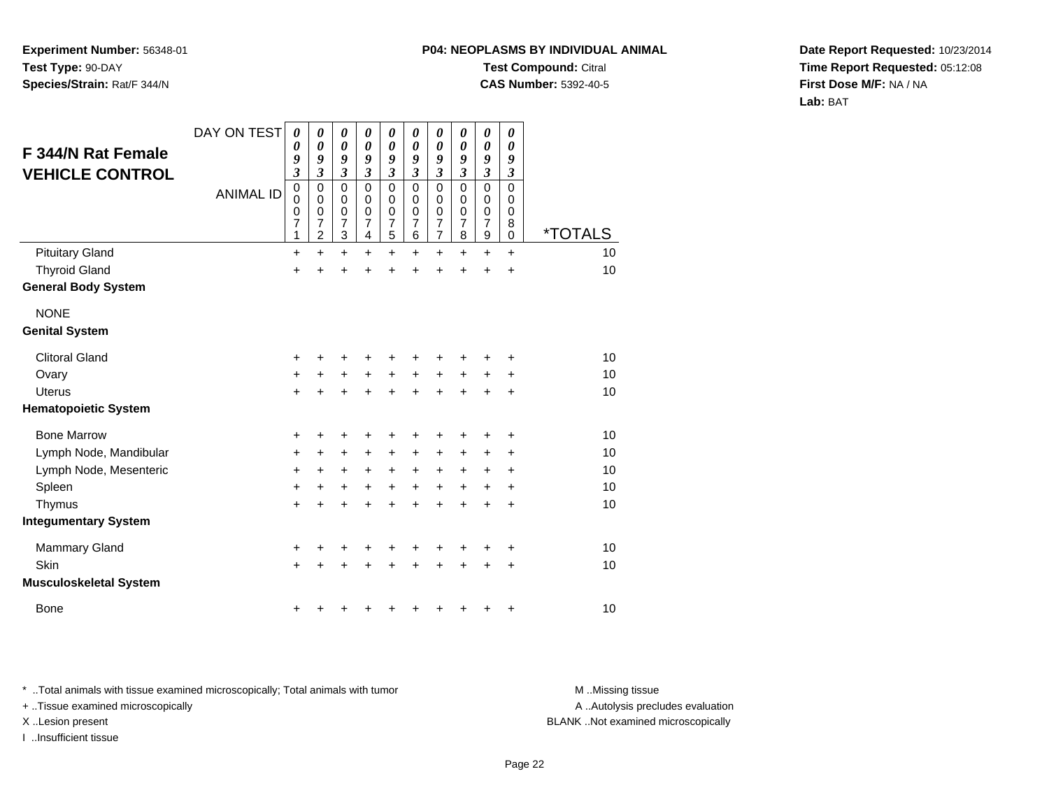**Experiment Number:** 56348-01
**Test Type:** 90-DAY
**Species/Strain:** Rat/F 344/N

**P04: NEOPLASMS BY INDIVIDUAL ANIMAL**
**Test Compound:** Citral
**CAS Number:** 5392-40-5

**Date Report Requested:** 10/23/2014
**Time Report Requested:** 05:12:08
**First Dose M/F:** NA / NA
**Lab:** BAT

## F 344/N Rat Female VEHICLE CONTROL

| DAY ON TEST | 0093 | 0093 | 0093 | 0093 | 0093 | 0093 | 0093 | 0093 | 0093 | 0093 | |
|---|---|---|---|---|---|---|---|---|---|---|---|
| **ANIMAL ID** | 00071 | 00072 | 00073 | 00074 | 00075 | 00076 | 00077 | 00078 | 00079 | 00080 | ***TOTALS** |
| Pituitary Gland | + | + | + | + | + | + | + | + | + | + | 10 |
| Thyroid Gland | + | + | + | + | + | + | + | + | + | + | 10 |
| **General Body System** | | | | | | | | | | | |
| NONE | | | | | | | | | | | |
| **Genital System** | | | | | | | | | | | |
| Clitoral Gland | + | + | + | + | + | + | + | + | + | + | 10 |
| Ovary | + | + | + | + | + | + | + | + | + | + | 10 |
| Uterus | + | + | + | + | + | + | + | + | + | + | 10 |
| **Hematopoietic System** | | | | | | | | | | | |
| Bone Marrow | + | + | + | + | + | + | + | + | + | + | 10 |
| Lymph Node, Mandibular | + | + | + | + | + | + | + | + | + | + | 10 |
| Lymph Node, Mesenteric | + | + | + | + | + | + | + | + | + | + | 10 |
| Spleen | + | + | + | + | + | + | + | + | + | + | 10 |
| Thymus | + | + | + | + | + | + | + | + | + | + | 10 |
| **Integumentary System** | | | | | | | | | | | |
| Mammary Gland | + | + | + | + | + | + | + | + | + | + | 10 |
| Skin | + | + | + | + | + | + | + | + | + | + | 10 |
| **Musculoskeletal System** | | | | | | | | | | | |
| Bone | + | + | + | + | + | + | + | + | + | + | 10 |

* ..Total animals with tissue examined microscopically; Total animals with tumor
+ ..Tissue examined microscopically
X ..Lesion present
I ..Insufficient tissue

M ..Missing tissue
A ..Autolysis precludes evaluation
BLANK ..Not examined microscopically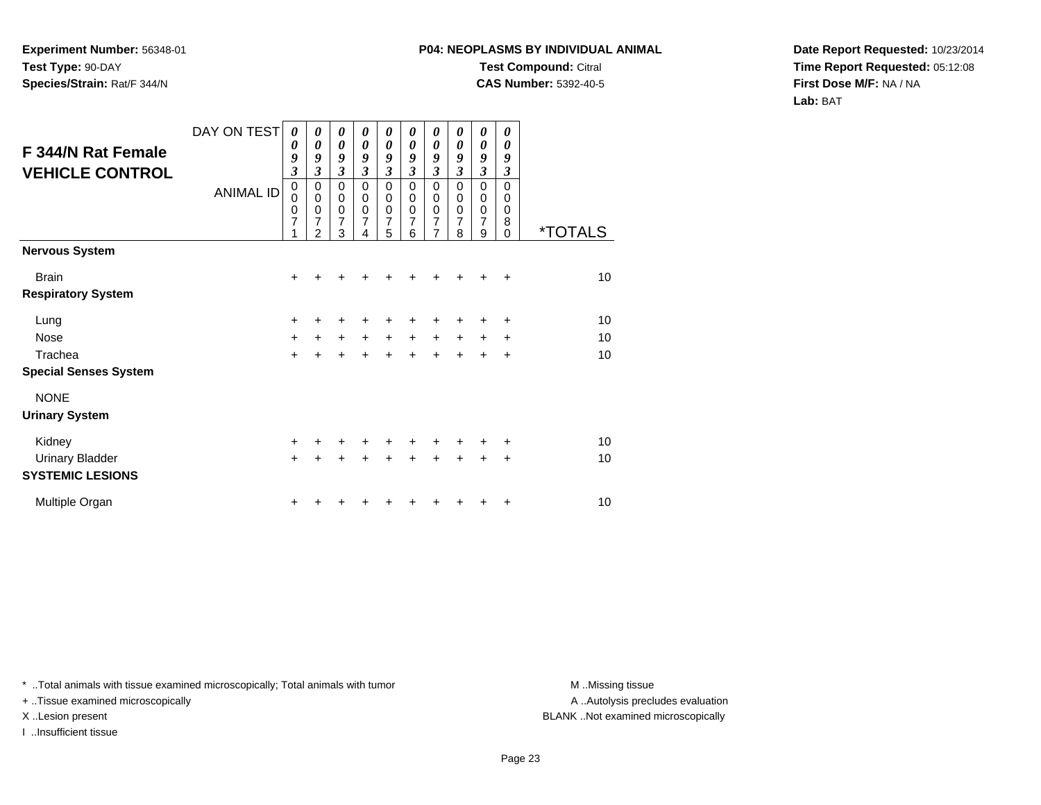**Experiment Number:** 56348-01
**Test Type:** 90-DAY
**Species/Strain:** Rat/F 344/N

**P04: NEOPLASMS BY INDIVIDUAL ANIMAL**
**Test Compound:** Citral
**CAS Number:** 5392-40-5

**Date Report Requested:** 10/23/2014
**Time Report Requested:** 05:12:08
**First Dose M/F:** NA / NA
**Lab:** BAT

## F 344/N Rat Female VEHICLE CONTROL

| DAY ON TEST | 0093 | 0093 | 0093 | 0093 | 0093 | 0093 | 0093 | 0093 | 0093 | 0093 | |
|---|---|---|---|---|---|---|---|---|---|---|---|
| ANIMAL ID | 00071 | 00072 | 00073 | 00074 | 00075 | 00076 | 00077 | 00078 | 00079 | 00080 | *TOTALS |
| **Nervous System** | | | | | | | | | | | |
| Brain | + | + | + | + | + | + | + | + | + | + | 10 |
| **Respiratory System** | | | | | | | | | | | |
| Lung | + | + | + | + | + | + | + | + | + | + | 10 |
| Nose | + | + | + | + | + | + | + | + | + | + | 10 |
| Trachea | + | + | + | + | + | + | + | + | + | + | 10 |
| **Special Senses System** | | | | | | | | | | | |
| NONE | | | | | | | | | | | |
| **Urinary System** | | | | | | | | | | | |
| Kidney | + | + | + | + | + | + | + | + | + | + | 10 |
| Urinary Bladder | + | + | + | + | + | + | + | + | + | + | 10 |
| **SYSTEMIC LESIONS** | | | | | | | | | | | |
| Multiple Organ | + | + | + | + | + | + | + | + | + | + | 10 |

* ..Total animals with tissue examined microscopically; Total animals with tumor
+ ..Tissue examined microscopically
X ..Lesion present
I ..Insufficient tissue

M ..Missing tissue
A ..Autolysis precludes evaluation
BLANK ..Not examined microscopically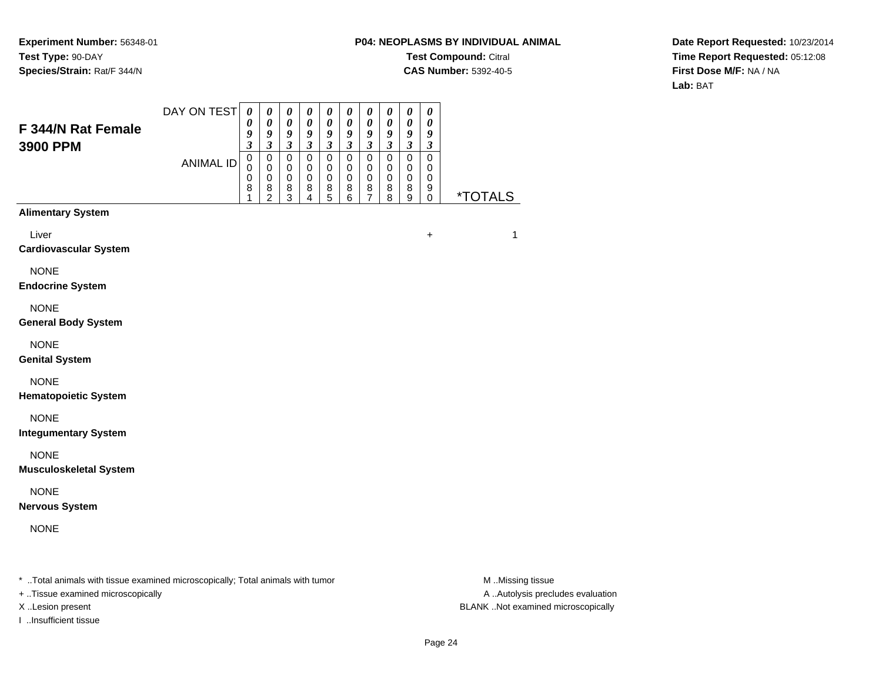**Experiment Number:** 56348-01
**Test Type:** 90-DAY
**Species/Strain:** Rat/F 344/N

**P04: NEOPLASMS BY INDIVIDUAL ANIMAL**
**Test Compound:** Citral
**CAS Number:** 5392-40-5

**Date Report Requested:** 10/23/2014
**Time Report Requested:** 05:12:08
**First Dose M/F:** NA / NA
**Lab:** BAT

## F 344/N Rat Female 3900 PPM

| DAY ON TEST | 0093 | 0093 | 0093 | 0093 | 0093 | 0093 | 0093 | 0093 | 0093 | 0093 | |
|---|---|---|---|---|---|---|---|---|---|---|---|
| **ANIMAL ID** | 00081 | 00082 | 00083 | 00084 | 00085 | 00086 | 00087 | 00088 | 00089 | 00090 | ***TOTALS** |
| **Alimentary System** | | | | | | | | | | | |
| Liver | | | | | | | | | | + | 1 |
| **Cardiovascular System** | | | | | | | | | | | |
| NONE | | | | | | | | | | | |
| **Endocrine System** | | | | | | | | | | | |
| NONE | | | | | | | | | | | |
| **General Body System** | | | | | | | | | | | |
| NONE | | | | | | | | | | | |
| **Genital System** | | | | | | | | | | | |
| NONE | | | | | | | | | | | |
| **Hematopoietic System** | | | | | | | | | | | |
| NONE | | | | | | | | | | | |
| **Integumentary System** | | | | | | | | | | | |
| NONE | | | | | | | | | | | |
| **Musculoskeletal System** | | | | | | | | | | | |
| NONE | | | | | | | | | | | |
| **Nervous System** | | | | | | | | | | | |
| NONE | | | | | | | | | | | |

* ..Total animals with tissue examined microscopically; Total animals with tumor
+ ..Tissue examined microscopically
X ..Lesion present
I ..Insufficient tissue

M ..Missing tissue
A ..Autolysis precludes evaluation
BLANK ..Not examined microscopically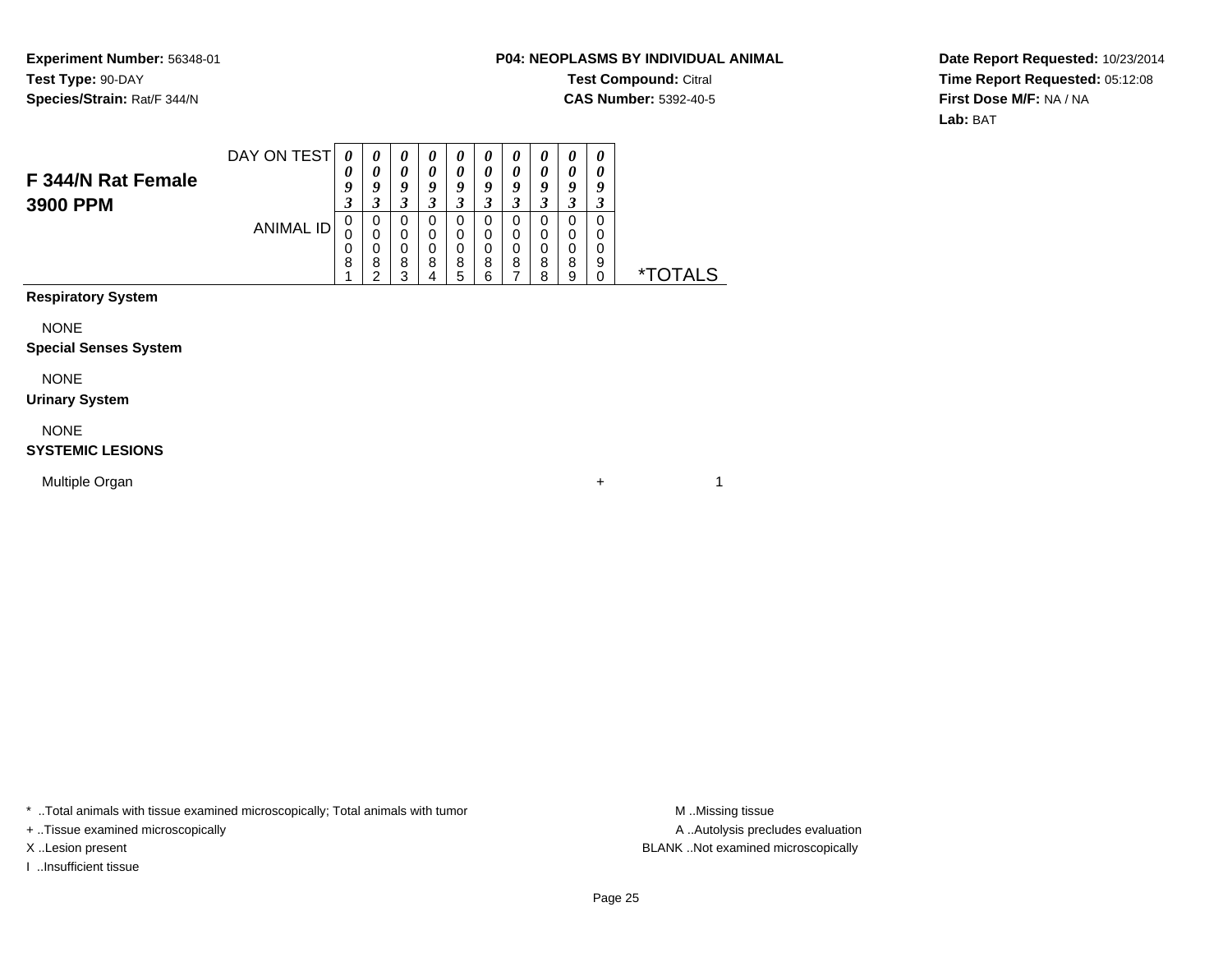**Experiment Number:** 56348-01
**Test Type:** 90-DAY
**Species/Strain:** Rat/F 344/N

**P04: NEOPLASMS BY INDIVIDUAL ANIMAL**
**Test Compound:** Citral
**CAS Number:** 5392-40-5

**Date Report Requested:** 10/23/2014
**Time Report Requested:** 05:12:08
**First Dose M/F:** NA / NA
**Lab:** BAT

## F 344/N Rat Female 3900 PPM

| DAY ON TEST | 0093 | 0093 | 0093 | 0093 | 0093 | 0093 | 0093 | 0093 | 0093 | 0093 | |
|---|---|---|---|---|---|---|---|---|---|---|---|
| **ANIMAL ID** | 00081 | 00082 | 00083 | 00084 | 00085 | 00086 | 00087 | 00088 | 00089 | 00090 | ***TOTALS** |
| **Respiratory System** | | | | | | | | | | | |
| NONE | | | | | | | | | | | |
| **Special Senses System** | | | | | | | | | | | |
| NONE | | | | | | | | | | | |
| **Urinary System** | | | | | | | | | | | |
| NONE | | | | | | | | | | | |
| **SYSTEMIC LESIONS** | | | | | | | | | | | |
| Multiple Organ | | | | | | | | | | + | 1 |

\* ..Total animals with tissue examined microscopically; Total animals with tumor
+ ..Tissue examined microscopically
X ..Lesion present
I ..Insufficient tissue

M ..Missing tissue
A ..Autolysis precludes evaluation
BLANK ..Not examined microscopically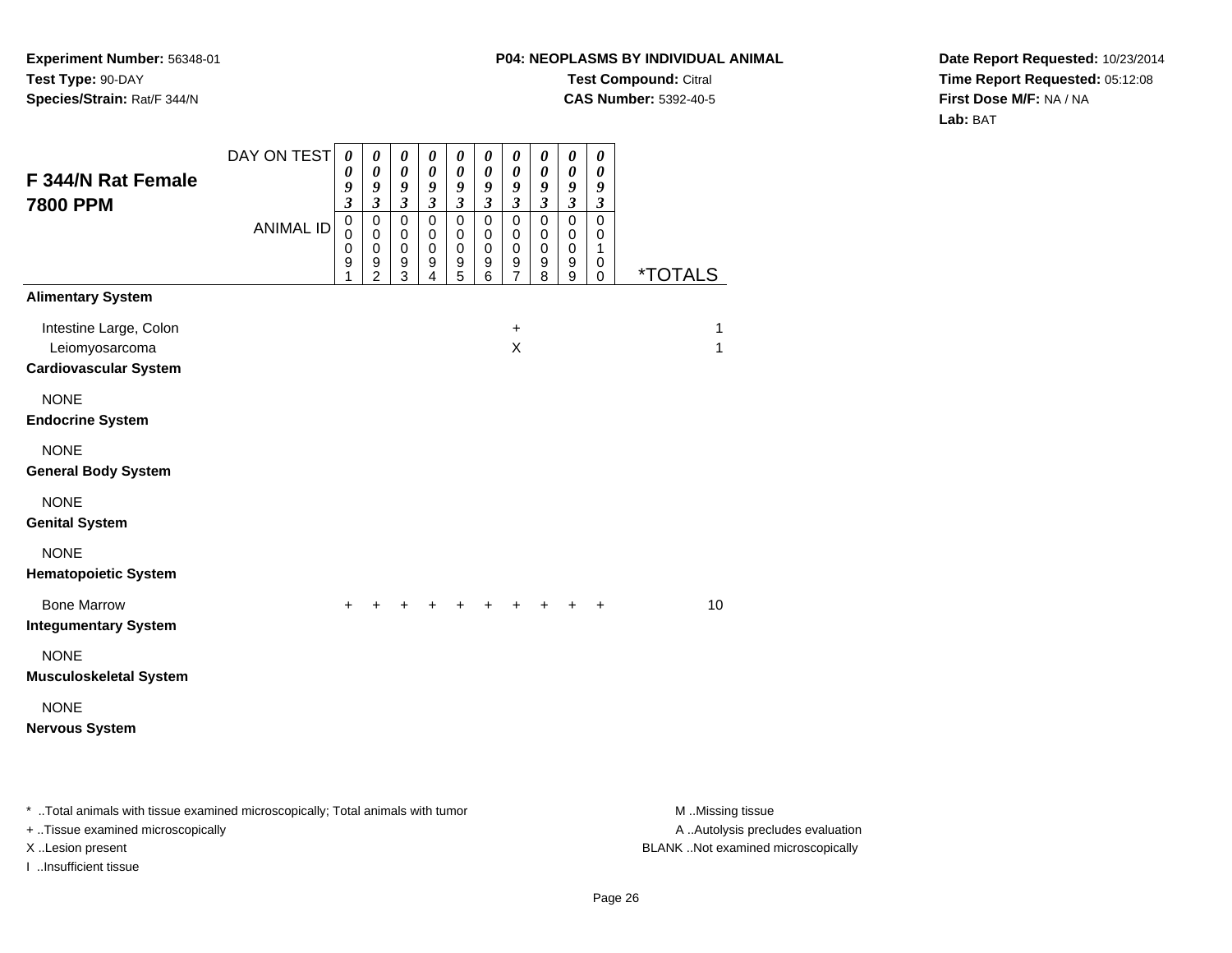**Experiment Number:** 56348-01
**Test Type:** 90-DAY
**Species/Strain:** Rat/F 344/N

**P04: NEOPLASMS BY INDIVIDUAL ANIMAL**
**Test Compound:** Citral
**CAS Number:** 5392-40-5

**Date Report Requested:** 10/23/2014
**Time Report Requested:** 05:12:08
**First Dose M/F:** NA / NA
**Lab:** BAT

## F 344/N Rat Female 7800 PPM

| DAY ON TEST | 0093 | 0093 | 0093 | 0093 | 0093 | 0093 | 0093 | 0093 | 0093 | 0093 | |
|---|---|---|---|---|---|---|---|---|---|---|---|
| **ANIMAL ID** | 00091 | 00092 | 00093 | 00094 | 00095 | 00096 | 00097 | 00098 | 00099 | 00100 | ***TOTALS** |
| **Alimentary System** | | | | | | | | | | | |
| Intestine Large, Colon | | | | | | | + | | | | 1 |
| Leiomyosarcoma | | | | | | | X | | | | 1 |
| **Cardiovascular System** | | | | | | | | | | | |
| NONE | | | | | | | | | | | |
| **Endocrine System** | | | | | | | | | | | |
| NONE | | | | | | | | | | | |
| **General Body System** | | | | | | | | | | | |
| NONE | | | | | | | | | | | |
| **Genital System** | | | | | | | | | | | |
| NONE | | | | | | | | | | | |
| **Hematopoietic System** | | | | | | | | | | | |
| Bone Marrow | + | + | + | + | + | + | + | + | + | + | 10 |
| **Integumentary System** | | | | | | | | | | | |
| NONE | | | | | | | | | | | |
| **Musculoskeletal System** | | | | | | | | | | | |
| NONE | | | | | | | | | | | |
| **Nervous System** | | | | | | | | | | | |

* ..Total animals with tissue examined microscopically; Total animals with tumor
+ ..Tissue examined microscopically
X ..Lesion present
I ..Insufficient tissue

M ..Missing tissue
A ..Autolysis precludes evaluation
BLANK ..Not examined microscopically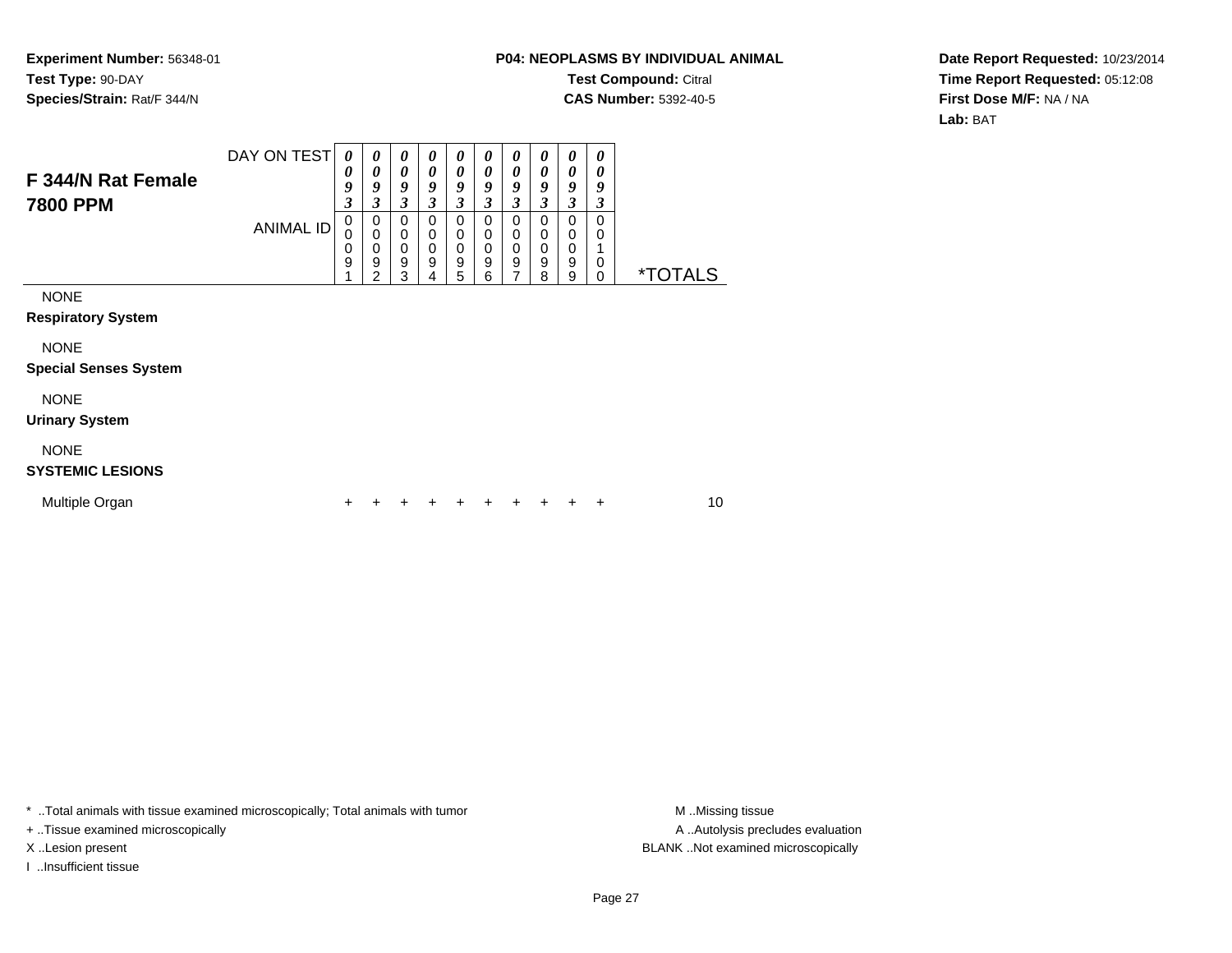**Experiment Number:** 56348-01
**Test Type:** 90-DAY
**Species/Strain:** Rat/F 344/N

**P04: NEOPLASMS BY INDIVIDUAL ANIMAL**
**Test Compound:** Citral
**CAS Number:** 5392-40-5

**Date Report Requested:** 10/23/2014
**Time Report Requested:** 05:12:08
**First Dose M/F:** NA / NA
**Lab:** BAT

## F 344/N Rat Female 7800 PPM

| DAY ON TEST | 0093 | 0093 | 0093 | 0093 | 0093 | 0093 | 0093 | 0093 | 0093 | 0093 | |
|---|---|---|---|---|---|---|---|---|---|---|---|
| ANIMAL ID | 00091 | 00092 | 00093 | 00094 | 00095 | 00096 | 00097 | 00098 | 00099 | 00100 | *TOTALS |
| NONE | | | | | | | | | | | |
| **Respiratory System** | | | | | | | | | | | |
| NONE | | | | | | | | | | | |
| **Special Senses System** | | | | | | | | | | | |
| NONE | | | | | | | | | | | |
| **Urinary System** | | | | | | | | | | | |
| NONE | | | | | | | | | | | |
| **SYSTEMIC LESIONS** | | | | | | | | | | | |
| Multiple Organ | + | + | + | + | + | + | + | + | + | + | 10 |

* ..Total animals with tissue examined microscopically; Total animals with tumor
+ ..Tissue examined microscopically
X ..Lesion present
I ..Insufficient tissue

M ..Missing tissue
A ..Autolysis precludes evaluation
BLANK ..Not examined microscopically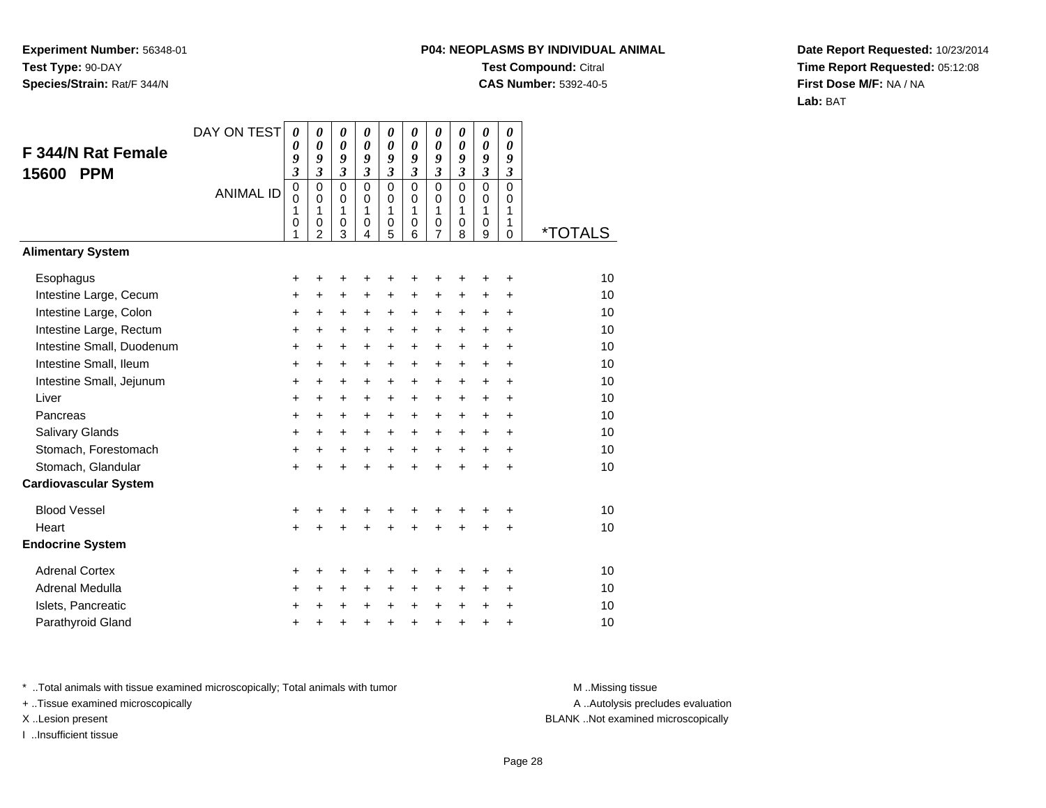**Experiment Number:** 56348-01
**Test Type:** 90-DAY
**Species/Strain:** Rat/F 344/N

**P04: NEOPLASMS BY INDIVIDUAL ANIMAL**
**Test Compound:** Citral
**CAS Number:** 5392-40-5

**Date Report Requested:** 10/23/2014
**Time Report Requested:** 05:12:08
**First Dose M/F:** NA / NA
**Lab:** BAT

## F 344/N Rat Female 15600 PPM

| DAY ON TEST | 0093 | 0093 | 0093 | 0093 | 0093 | 0093 | 0093 | 0093 | 0093 | 0093 | |
|---|---|---|---|---|---|---|---|---|---|---|---|
| ANIMAL ID | 00101 | 00102 | 00103 | 00104 | 00105 | 00106 | 00107 | 00108 | 00109 | 00110 | *TOTALS |
| **Alimentary System** | | | | | | | | | | | |
| Esophagus | + | + | + | + | + | + | + | + | + | + | 10 |
| Intestine Large, Cecum | + | + | + | + | + | + | + | + | + | + | 10 |
| Intestine Large, Colon | + | + | + | + | + | + | + | + | + | + | 10 |
| Intestine Large, Rectum | + | + | + | + | + | + | + | + | + | + | 10 |
| Intestine Small, Duodenum | + | + | + | + | + | + | + | + | + | + | 10 |
| Intestine Small, Ileum | + | + | + | + | + | + | + | + | + | + | 10 |
| Intestine Small, Jejunum | + | + | + | + | + | + | + | + | + | + | 10 |
| Liver | + | + | + | + | + | + | + | + | + | + | 10 |
| Pancreas | + | + | + | + | + | + | + | + | + | + | 10 |
| Salivary Glands | + | + | + | + | + | + | + | + | + | + | 10 |
| Stomach, Forestomach | + | + | + | + | + | + | + | + | + | + | 10 |
| Stomach, Glandular | + | + | + | + | + | + | + | + | + | + | 10 |
| **Cardiovascular System** | | | | | | | | | | | |
| Blood Vessel | + | + | + | + | + | + | + | + | + | + | 10 |
| Heart | + | + | + | + | + | + | + | + | + | + | 10 |
| **Endocrine System** | | | | | | | | | | | |
| Adrenal Cortex | + | + | + | + | + | + | + | + | + | + | 10 |
| Adrenal Medulla | + | + | + | + | + | + | + | + | + | + | 10 |
| Islets, Pancreatic | + | + | + | + | + | + | + | + | + | + | 10 |
| Parathyroid Gland | + | + | + | + | + | + | + | + | + | + | 10 |

\* ..Total animals with tissue examined microscopically; Total animals with tumor
+ ..Tissue examined microscopically
X ..Lesion present
I ..Insufficient tissue

M ..Missing tissue
A ..Autolysis precludes evaluation
BLANK ..Not examined microscopically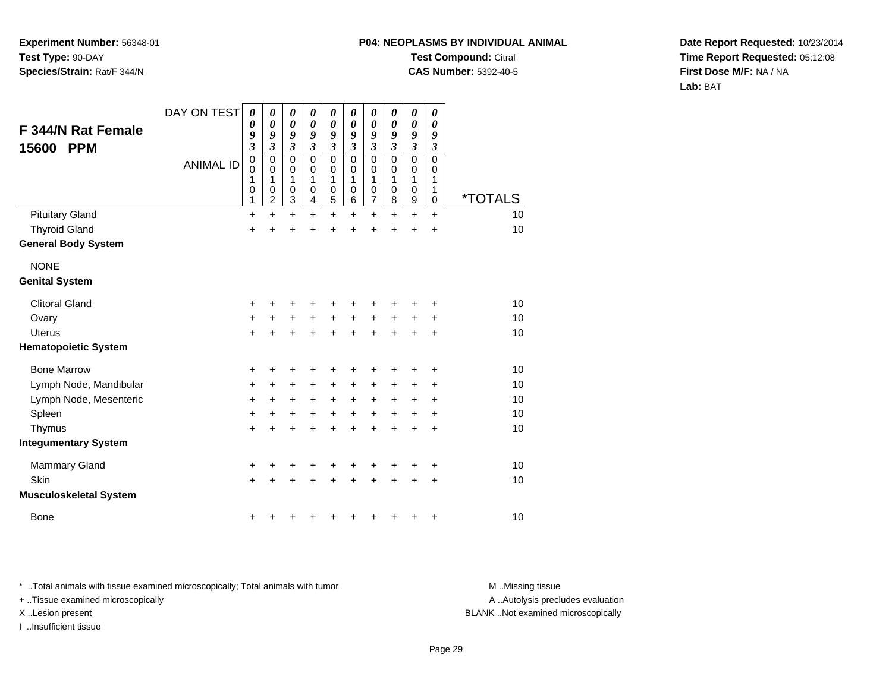**Experiment Number:** 56348-01
**Test Type:** 90-DAY
**Species/Strain:** Rat/F 344/N

**P04: NEOPLASMS BY INDIVIDUAL ANIMAL**
**Test Compound:** Citral
**CAS Number:** 5392-40-5

**Date Report Requested:** 10/23/2014
**Time Report Requested:** 05:12:08
**First Dose M/F:** NA / NA
**Lab:** BAT

## F 344/N Rat Female 15600 PPM

| DAY ON TEST | 0093 | 0093 | 0093 | 0093 | 0093 | 0093 | 0093 | 0093 | 0093 | 0093 | |
|---|---|---|---|---|---|---|---|---|---|---|---|
| ANIMAL ID | 00101 | 00102 | 00103 | 00104 | 00105 | 00106 | 00107 | 00108 | 00109 | 00110 | *TOTALS |
| Pituitary Gland | + | + | + | + | + | + | + | + | + | + | 10 |
| Thyroid Gland | + | + | + | + | + | + | + | + | + | + | 10 |
| **General Body System** | | | | | | | | | | | |
| NONE | | | | | | | | | | | |
| **Genital System** | | | | | | | | | | | |
| Clitoral Gland | + | + | + | + | + | + | + | + | + | + | 10 |
| Ovary | + | + | + | + | + | + | + | + | + | + | 10 |
| Uterus | + | + | + | + | + | + | + | + | + | + | 10 |
| **Hematopoietic System** | | | | | | | | | | | |
| Bone Marrow | + | + | + | + | + | + | + | + | + | + | 10 |
| Lymph Node, Mandibular | + | + | + | + | + | + | + | + | + | + | 10 |
| Lymph Node, Mesenteric | + | + | + | + | + | + | + | + | + | + | 10 |
| Spleen | + | + | + | + | + | + | + | + | + | + | 10 |
| Thymus | + | + | + | + | + | + | + | + | + | + | 10 |
| **Integumentary System** | | | | | | | | | | | |
| Mammary Gland | + | + | + | + | + | + | + | + | + | + | 10 |
| Skin | + | + | + | + | + | + | + | + | + | + | 10 |
| **Musculoskeletal System** | | | | | | | | | | | |
| Bone | + | + | + | + | + | + | + | + | + | + | 10 |

* ..Total animals with tissue examined microscopically; Total animals with tumor
+ ..Tissue examined microscopically
X ..Lesion present
I ..Insufficient tissue

M ..Missing tissue
A ..Autolysis precludes evaluation
BLANK ..Not examined microscopically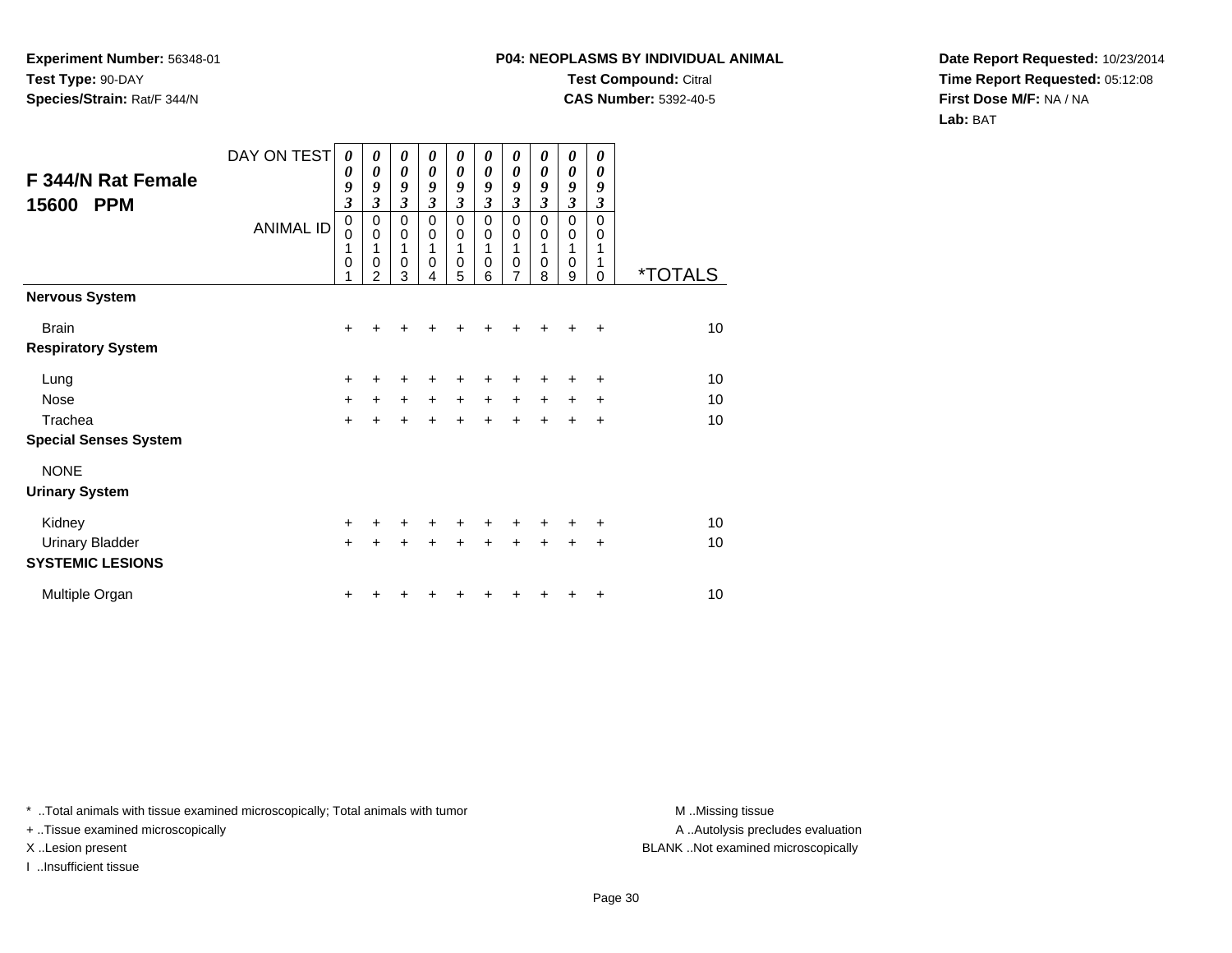**Experiment Number:** 56348-01
**Test Type:** 90-DAY
**Species/Strain:** Rat/F 344/N

**P04: NEOPLASMS BY INDIVIDUAL ANIMAL**
**Test Compound:** Citral
**CAS Number:** 5392-40-5

**Date Report Requested:** 10/23/2014
**Time Report Requested:** 05:12:08
**First Dose M/F:** NA / NA
**Lab:** BAT

## F 344/N Rat Female 15600 PPM

| DAY ON TEST | 0093 | 0093 | 0093 | 0093 | 0093 | 0093 | 0093 | 0093 | 0093 | 0093 | |
|---|---|---|---|---|---|---|---|---|---|---|---|
| ANIMAL ID | 00101 | 00102 | 00103 | 00104 | 00105 | 00106 | 00107 | 00108 | 00109 | 00110 | *TOTALS |
| **Nervous System** | | | | | | | | | | | |
| Brain | + | + | + | + | + | + | + | + | + | + | 10 |
| **Respiratory System** | | | | | | | | | | | |
| Lung | + | + | + | + | + | + | + | + | + | + | 10 |
| Nose | + | + | + | + | + | + | + | + | + | + | 10 |
| Trachea | + | + | + | + | + | + | + | + | + | + | 10 |
| **Special Senses System** | | | | | | | | | | | |
| NONE | | | | | | | | | | | |
| **Urinary System** | | | | | | | | | | | |
| Kidney | + | + | + | + | + | + | + | + | + | + | 10 |
| Urinary Bladder | + | + | + | + | + | + | + | + | + | + | 10 |
| **SYSTEMIC LESIONS** | | | | | | | | | | | |
| Multiple Organ | + | + | + | + | + | + | + | + | + | + | 10 |

* ..Total animals with tissue examined microscopically; Total animals with tumor
+ ..Tissue examined microscopically
X ..Lesion present
I ..Insufficient tissue

M ..Missing tissue
A ..Autolysis precludes evaluation
BLANK ..Not examined microscopically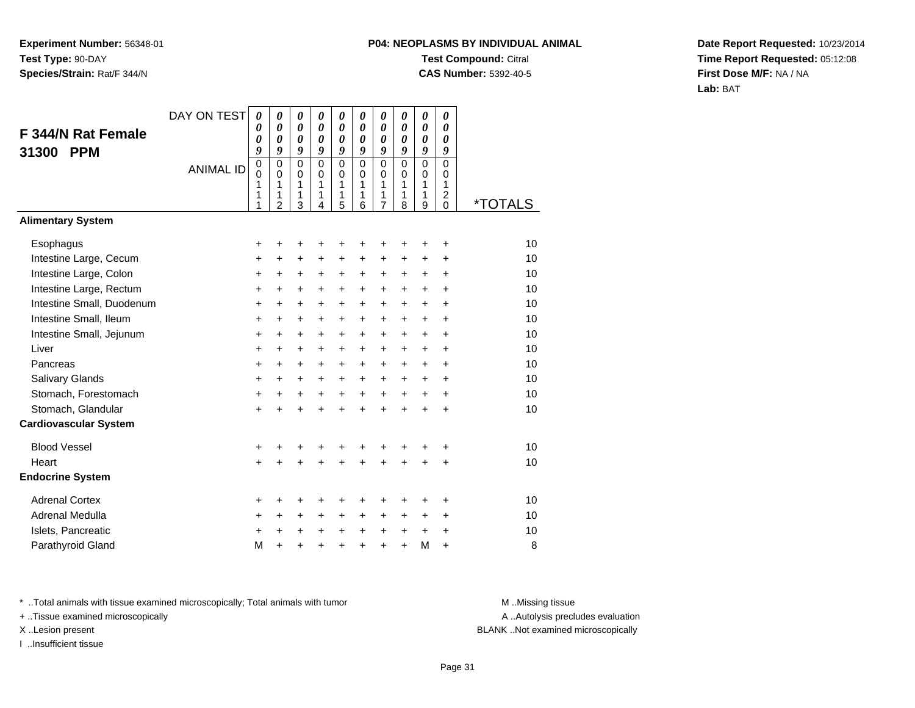**Experiment Number:** 56348-01
**Test Type:** 90-DAY
**Species/Strain:** Rat/F 344/N

**P04: NEOPLASMS BY INDIVIDUAL ANIMAL**
**Test Compound:** Citral
**CAS Number:** 5392-40-5

**Date Report Requested:** 10/23/2014
**Time Report Requested:** 05:12:08
**First Dose M/F:** NA / NA
**Lab:** BAT

## F 344/N Rat Female 31300 PPM

| DAY ON TEST | 0009 | 0009 | 0009 | 0009 | 0009 | 0009 | 0009 | 0009 | 0009 | 0009 | |
|---|---|---|---|---|---|---|---|---|---|---|---|
| ANIMAL ID | 00111 | 00112 | 00113 | 00114 | 00115 | 00116 | 00117 | 00118 | 00119 | 00120 | *TOTALS |
| **Alimentary System** | | | | | | | | | | | |
| Esophagus | + | + | + | + | + | + | + | + | + | + | 10 |
| Intestine Large, Cecum | + | + | + | + | + | + | + | + | + | + | 10 |
| Intestine Large, Colon | + | + | + | + | + | + | + | + | + | + | 10 |
| Intestine Large, Rectum | + | + | + | + | + | + | + | + | + | + | 10 |
| Intestine Small, Duodenum | + | + | + | + | + | + | + | + | + | + | 10 |
| Intestine Small, Ileum | + | + | + | + | + | + | + | + | + | + | 10 |
| Intestine Small, Jejunum | + | + | + | + | + | + | + | + | + | + | 10 |
| Liver | + | + | + | + | + | + | + | + | + | + | 10 |
| Pancreas | + | + | + | + | + | + | + | + | + | + | 10 |
| Salivary Glands | + | + | + | + | + | + | + | + | + | + | 10 |
| Stomach, Forestomach | + | + | + | + | + | + | + | + | + | + | 10 |
| Stomach, Glandular | + | + | + | + | + | + | + | + | + | + | 10 |
| **Cardiovascular System** | | | | | | | | | | | |
| Blood Vessel | + | + | + | + | + | + | + | + | + | + | 10 |
| Heart | + | + | + | + | + | + | + | + | + | + | 10 |
| **Endocrine System** | | | | | | | | | | | |
| Adrenal Cortex | + | + | + | + | + | + | + | + | + | + | 10 |
| Adrenal Medulla | + | + | + | + | + | + | + | + | + | + | 10 |
| Islets, Pancreatic | + | + | + | + | + | + | + | + | + | + | 10 |
| Parathyroid Gland | M | + | + | + | + | + | + | + | M | + | 8 |

* ..Total animals with tissue examined microscopically; Total animals with tumor
+ ..Tissue examined microscopically
X ..Lesion present
I ..Insufficient tissue

M ..Missing tissue
A ..Autolysis precludes evaluation
BLANK ..Not examined microscopically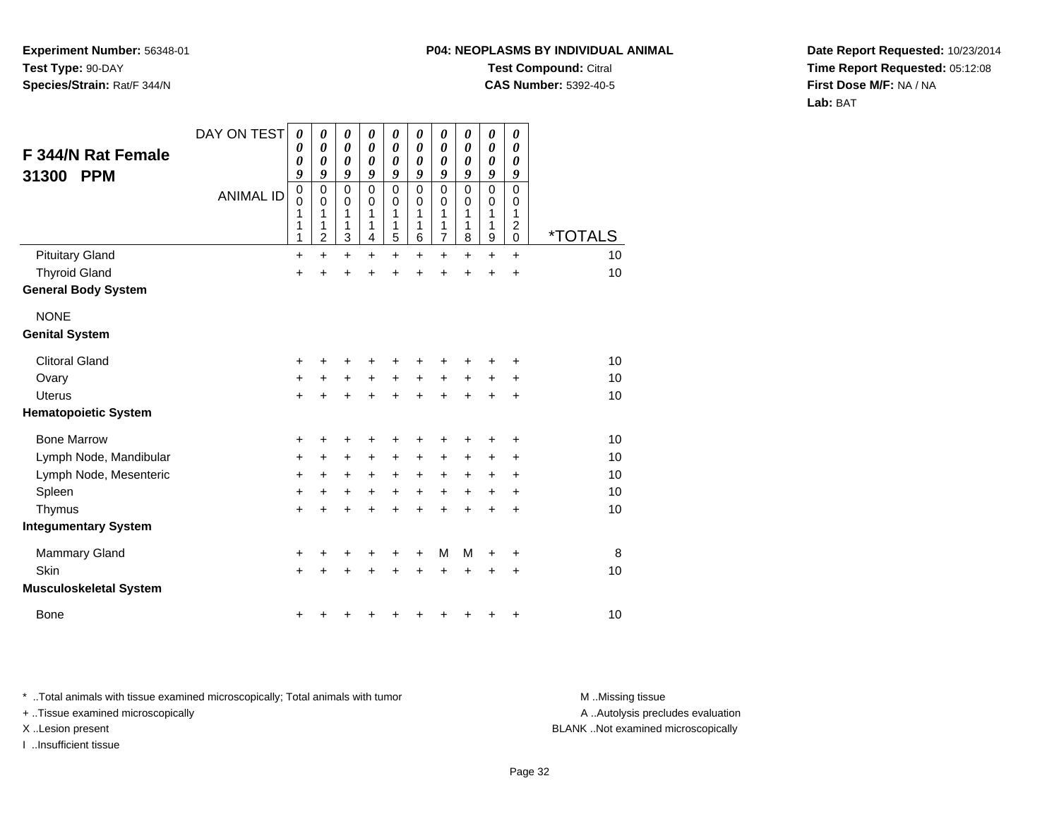**Experiment Number:** 56348-01
**Test Type:** 90-DAY
**Species/Strain:** Rat/F 344/N

**P04: NEOPLASMS BY INDIVIDUAL ANIMAL**
**Test Compound:** Citral
**CAS Number:** 5392-40-5

**Date Report Requested:** 10/23/2014
**Time Report Requested:** 05:12:08
**First Dose M/F:** NA / NA
**Lab:** BAT

## F 344/N Rat Female 31300 PPM

| DAY ON TEST | 0009 | 0009 | 0009 | 0009 | 0009 | 0009 | 0009 | 0009 | 0009 | 0009 | |
|---|---|---|---|---|---|---|---|---|---|---|---|
| **ANIMAL ID** | 00111 | 00112 | 00113 | 00114 | 00115 | 00116 | 00117 | 00118 | 00119 | 00120 | ***TOTALS** |
| Pituitary Gland | + | + | + | + | + | + | + | + | + | + | 10 |
| Thyroid Gland | + | + | + | + | + | + | + | + | + | + | 10 |
| **General Body System** | | | | | | | | | | | |
| NONE | | | | | | | | | | | |
| **Genital System** | | | | | | | | | | | |
| Clitoral Gland | + | + | + | + | + | + | + | + | + | + | 10 |
| Ovary | + | + | + | + | + | + | + | + | + | + | 10 |
| Uterus | + | + | + | + | + | + | + | + | + | + | 10 |
| **Hematopoietic System** | | | | | | | | | | | |
| Bone Marrow | + | + | + | + | + | + | + | + | + | + | 10 |
| Lymph Node, Mandibular | + | + | + | + | + | + | + | + | + | + | 10 |
| Lymph Node, Mesenteric | + | + | + | + | + | + | + | + | + | + | 10 |
| Spleen | + | + | + | + | + | + | + | + | + | + | 10 |
| Thymus | + | + | + | + | + | + | + | + | + | + | 10 |
| **Integumentary System** | | | | | | | | | | | |
| Mammary Gland | + | + | + | + | + | + | M | M | + | + | 8 |
| Skin | + | + | + | + | + | + | + | + | + | + | 10 |
| **Musculoskeletal System** | | | | | | | | | | | |
| Bone | + | + | + | + | + | + | + | + | + | + | 10 |

\* ..Total animals with tissue examined microscopically; Total animals with tumor
\+ ..Tissue examined microscopically
X ..Lesion present
I ..Insufficient tissue

M ..Missing tissue
A ..Autolysis precludes evaluation
BLANK ..Not examined microscopically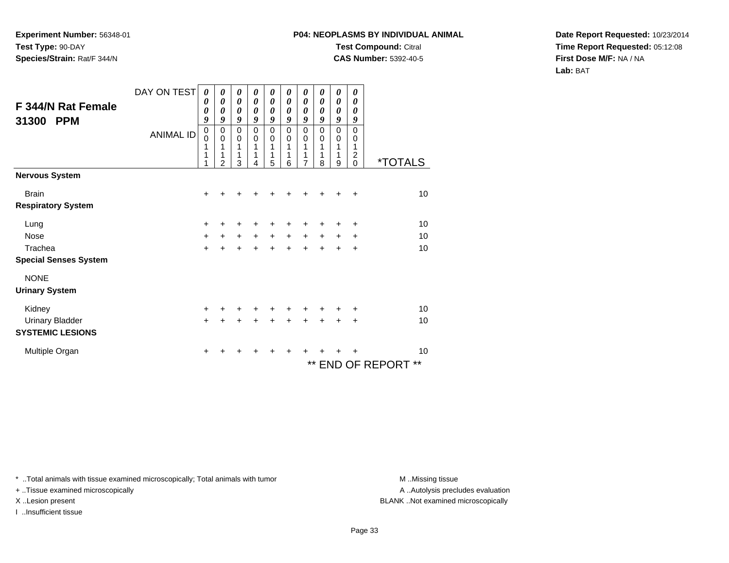**Experiment Number:** 56348-01
**Test Type:** 90-DAY
**Species/Strain:** Rat/F 344/N

**P04: NEOPLASMS BY INDIVIDUAL ANIMAL**
**Test Compound:** Citral
**CAS Number:** 5392-40-5

**Date Report Requested:** 10/23/2014
**Time Report Requested:** 05:12:08
**First Dose M/F:** NA / NA
**Lab:** BAT

## F 344/N Rat Female 31300 PPM

| DAY ON TEST | 0009 | 0009 | 0009 | 0009 | 0009 | 0009 | 0009 | 0009 | 0009 | 0009 | |
|---|---|---|---|---|---|---|---|---|---|---|---|
| ANIMAL ID | 00111 | 00112 | 00113 | 00114 | 00115 | 00116 | 00117 | 00118 | 00119 | 00120 | *TOTALS |
| **Nervous System** | | | | | | | | | | | |
| Brain | + | + | + | + | + | + | + | + | + | + | 10 |
| **Respiratory System** | | | | | | | | | | | |
| Lung | + | + | + | + | + | + | + | + | + | + | 10 |
| Nose | + | + | + | + | + | + | + | + | + | + | 10 |
| Trachea | + | + | + | + | + | + | + | + | + | + | 10 |
| **Special Senses System** | | | | | | | | | | | |
| NONE | | | | | | | | | | | |
| **Urinary System** | | | | | | | | | | | |
| Kidney | + | + | + | + | + | + | + | + | + | + | 10 |
| Urinary Bladder | + | + | + | + | + | + | + | + | + | + | 10 |
| **SYSTEMIC LESIONS** | | | | | | | | | | | |
| Multiple Organ | + | + | + | + | + | + | + | + | + | + | 10 |

** END OF REPORT **

* ..Total animals with tissue examined microscopically; Total animals with tumor
+ ..Tissue examined microscopically
X ..Lesion present
I ..Insufficient tissue

M ..Missing tissue
A ..Autolysis precludes evaluation
BLANK ..Not examined microscopically